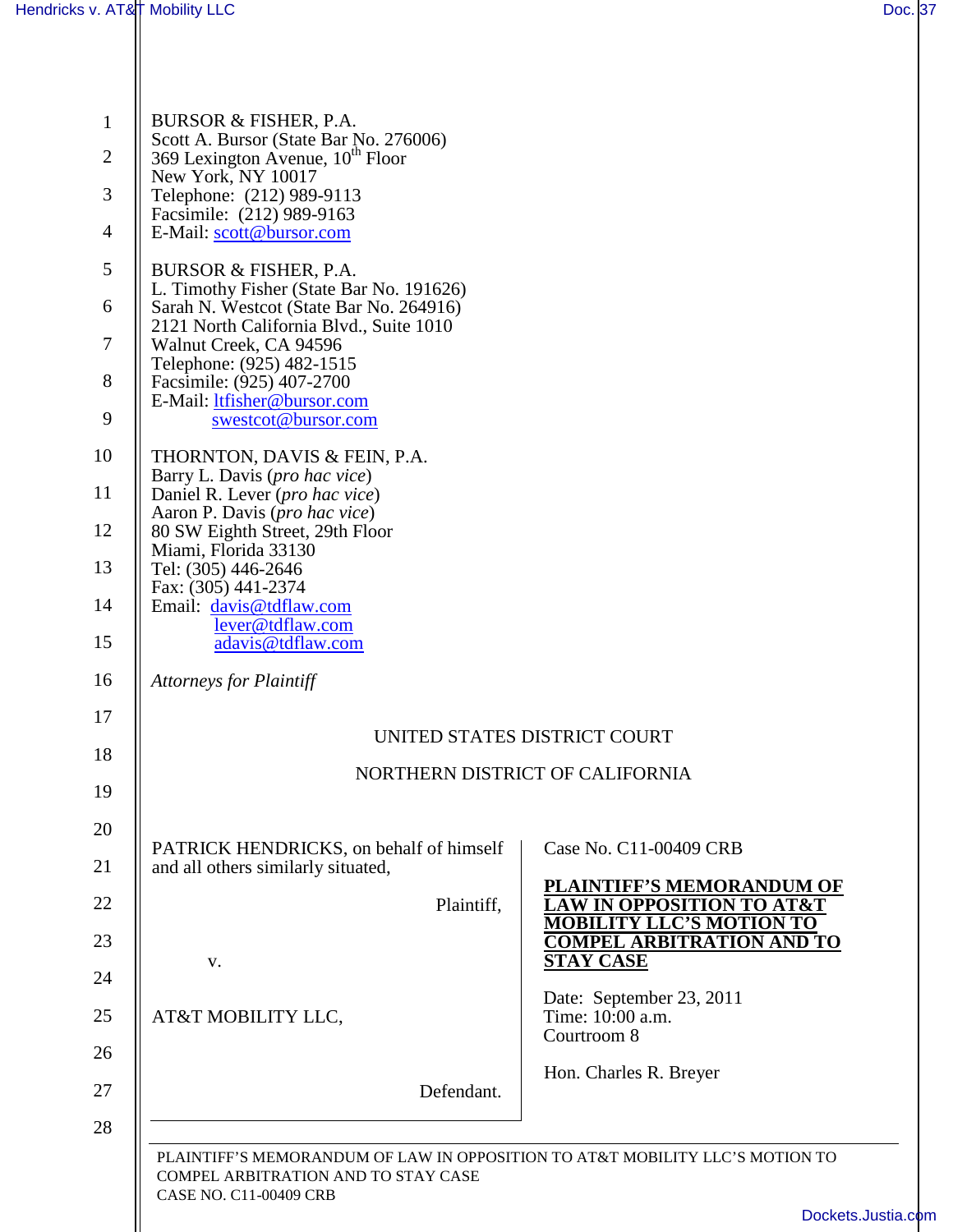BURSOR & FISHER, P.A.
Scott A. Bursor (State Bar No. 276006)
369 Lexington Avenue, 10th Floor
New York, NY 10017
Telephone: (212) 989-9113
Facsimile: (212) 989-9163
E-Mail: scott@bursor.com

BURSOR & FISHER, P.A.
L. Timothy Fisher (State Bar No. 191626)
Sarah N. Westcot (State Bar No. 264916)
2121 North California Blvd., Suite 1010
Walnut Creek, CA 94596
Telephone: (925) 482-1515
Facsimile: (925) 407-2700
E-Mail: ltfisher@bursor.com
swestcot@bursor.com

THORNTON, DAVIS & FEIN, P.A.
Barry L. Davis (*pro hac vice*)
Daniel R. Lever (*pro hac vice*)
Aaron P. Davis (*pro hac vice*)
80 SW Eighth Street, 29th Floor
Miami, Florida 33130
Tel: (305) 446-2646
Fax: (305) 441-2374
Email: davis@tdflaw.com
lever@tdflaw.com
adavis@tdflaw.com

*Attorneys for Plaintiff*

UNITED STATES DISTRICT COURT

NORTHERN DISTRICT OF CALIFORNIA

| | |
|---|---|
| PATRICK HENDRICKS, on behalf of himself and all others similarly situated,<br><br>Plaintiff,<br><br>v.<br><br>AT&T MOBILITY LLC,<br><br>Defendant. | Case No. C11-00409 CRB<br><br>**PLAINTIFF'S MEMORANDUM OF LAW IN OPPOSITION TO AT&T MOBILITY LLC'S MOTION TO COMPEL ARBITRATION AND TO STAY CASE**<br><br>Date: September 23, 2011<br>Time: 10:00 a.m.<br>Courtroom 8<br><br>Hon. Charles R. Breyer |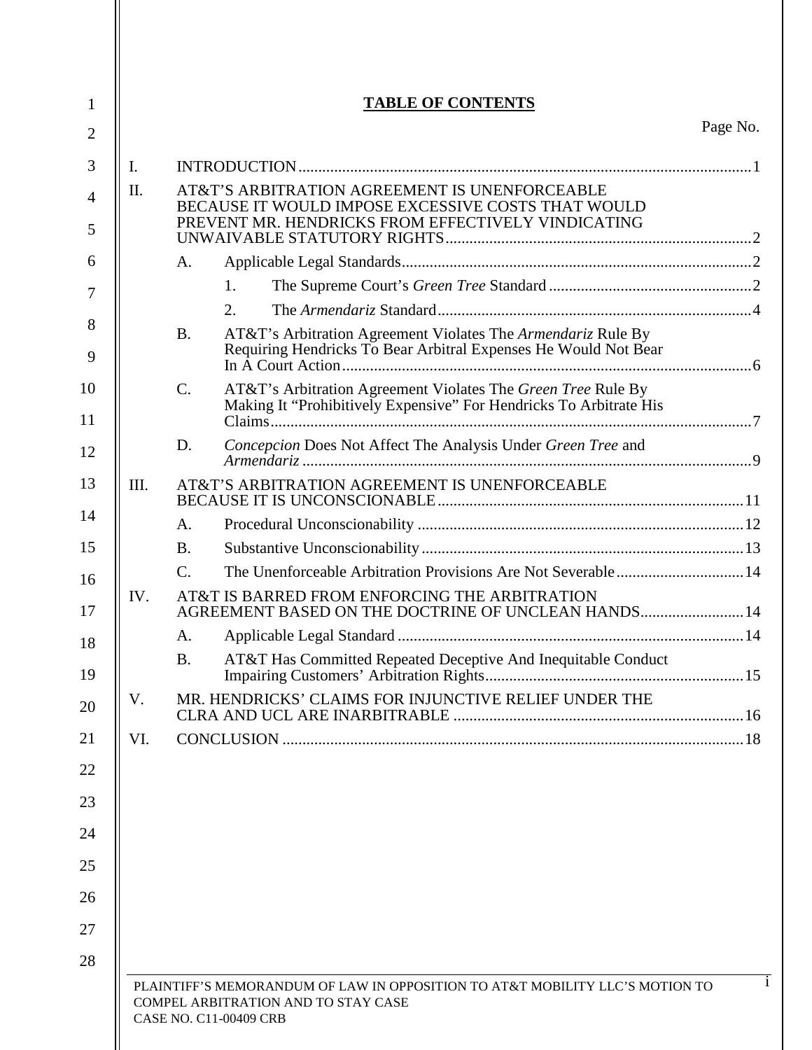**TABLE OF CONTENTS**

Page No.

I. INTRODUCTION ..... 1

II. AT&T'S ARBITRATION AGREEMENT IS UNENFORCEABLE BECAUSE IT WOULD IMPOSE EXCESSIVE COSTS THAT WOULD PREVENT MR. HENDRICKS FROM EFFECTIVELY VINDICATING UNWAIVABLE STATUTORY RIGHTS ..... 2

- A. Applicable Legal Standards ..... 2
  - 1. The Supreme Court's *Green Tree* Standard ..... 2
  - 2. The *Armendariz* Standard ..... 4
- B. AT&T's Arbitration Agreement Violates The *Armendariz* Rule By Requiring Hendricks To Bear Arbitral Expenses He Would Not Bear In A Court Action ..... 6
- C. AT&T's Arbitration Agreement Violates The *Green Tree* Rule By Making It "Prohibitively Expensive" For Hendricks To Arbitrate His Claims ..... 7
- D. *Concepcion* Does Not Affect The Analysis Under *Green Tree* and *Armendariz* ..... 9

III. AT&T'S ARBITRATION AGREEMENT IS UNENFORCEABLE BECAUSE IT IS UNCONSCIONABLE ..... 11

- A. Procedural Unconscionability ..... 12
- B. Substantive Unconscionability ..... 13
- C. The Unenforceable Arbitration Provisions Are Not Severable ..... 14

IV. AT&T IS BARRED FROM ENFORCING THE ARBITRATION AGREEMENT BASED ON THE DOCTRINE OF UNCLEAN HANDS ..... 14

- A. Applicable Legal Standard ..... 14
- B. AT&T Has Committed Repeated Deceptive And Inequitable Conduct Impairing Customers' Arbitration Rights ..... 15

V. MR. HENDRICKS' CLAIMS FOR INJUNCTIVE RELIEF UNDER THE CLRA AND UCL ARE INARBITRABLE ..... 16

VI. CONCLUSION ..... 18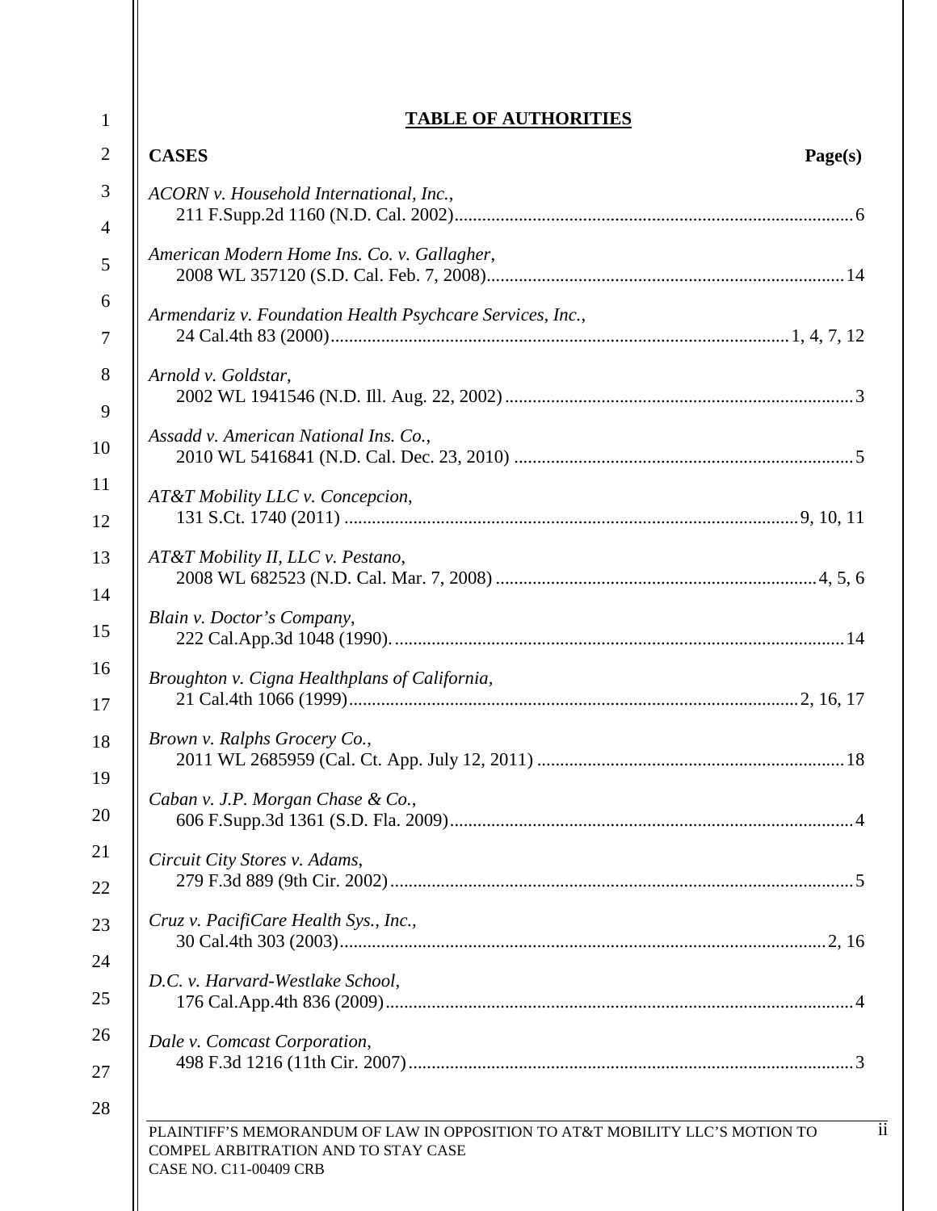## TABLE OF AUTHORITIES

**CASES** **Page(s)**

*ACORN v. Household International, Inc.*,
211 F.Supp.2d 1160 (N.D. Cal. 2002).......................................................................................6

*American Modern Home Ins. Co. v. Gallagher*,
2008 WL 357120 (S.D. Cal. Feb. 7, 2008)..............................................................................14

*Armendariz v. Foundation Health Psychcare Services, Inc.*,
24 Cal.4th 83 (2000)...................................................................................................1, 4, 7, 12

*Arnold v. Goldstar*,
2002 WL 1941546 (N.D. Ill. Aug. 22, 2002)............................................................................3

*Assadd v. American National Ins. Co.*,
2010 WL 5416841 (N.D. Cal. Dec. 23, 2010) ..........................................................................5

*AT&T Mobility LLC v. Concepcion*,
131 S.Ct. 1740 (2011) ..................................................................................................9, 10, 11

*AT&T Mobility II, LLC v. Pestano*,
2008 WL 682523 (N.D. Cal. Mar. 7, 2008) .....................................................................4, 5, 6

*Blain v. Doctor's Company*,
222 Cal.App.3d 1048 (1990)..................................................................................................14

*Broughton v. Cigna Healthplans of California*,
21 Cal.4th 1066 (1999).................................................................................................2, 16, 17

*Brown v. Ralphs Grocery Co.*,
2011 WL 2685959 (Cal. Ct. App. July 12, 2011) ...................................................................18

*Caban v. J.P. Morgan Chase & Co.*,
606 F.Supp.3d 1361 (S.D. Fla. 2009)........................................................................................4

*Circuit City Stores v. Adams*,
279 F.3d 889 (9th Cir. 2002).....................................................................................................5

*Cruz v. PacifiCare Health Sys., Inc.*,
30 Cal.4th 303 (2003).........................................................................................................2, 16

*D.C. v. Harvard-Westlake School*,
176 Cal.App.4th 836 (2009)......................................................................................................4

*Dale v. Comcast Corporation*,
498 F.3d 1216 (11th Cir. 2007).................................................................................................3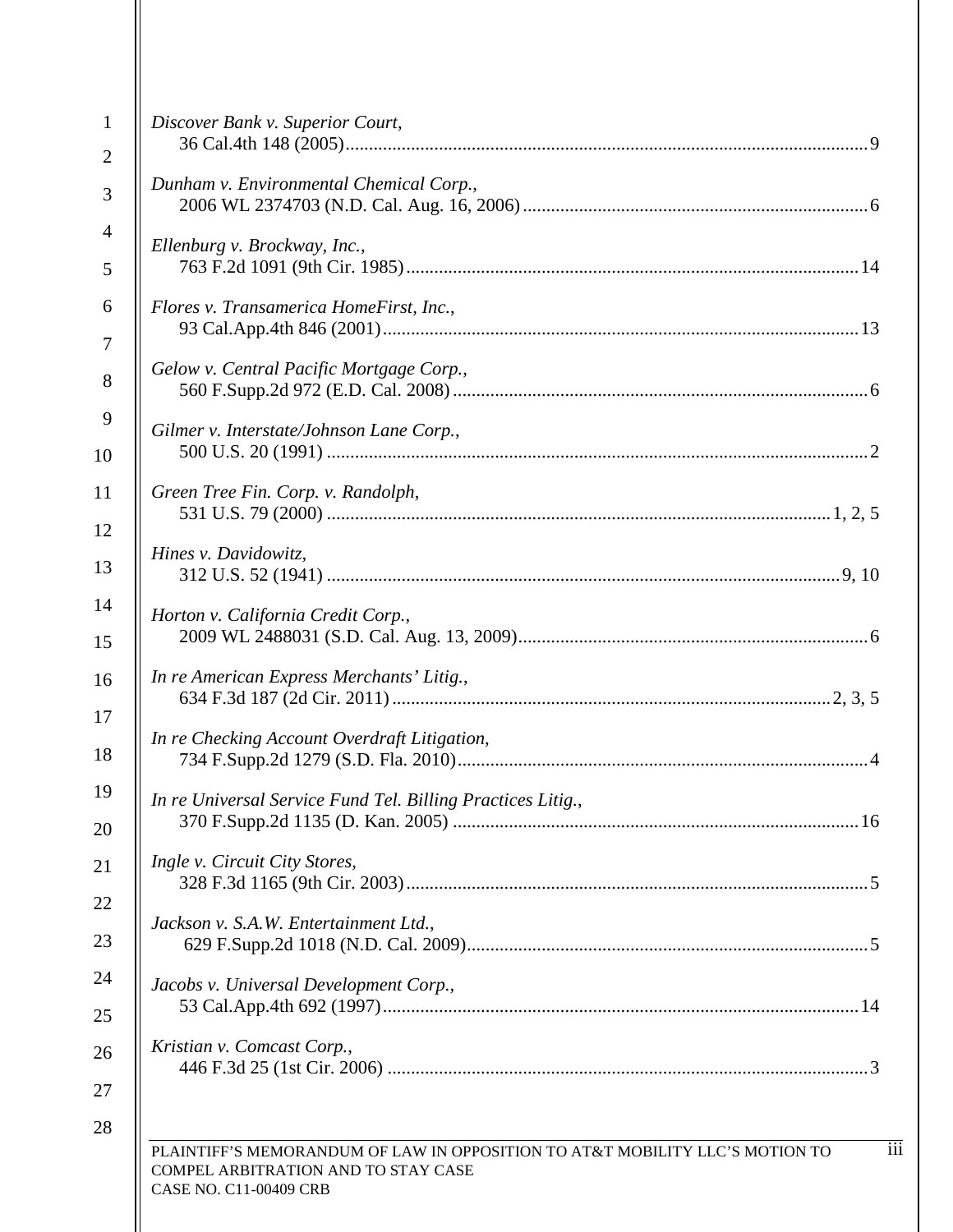*Discover Bank v. Superior Court*,
36 Cal.4th 148 (2005)........................................................................................................9

*Dunham v. Environmental Chemical Corp.*,
2006 WL 2374703 (N.D. Cal. Aug. 16, 2006)..........................................................................6

*Ellenburg v. Brockway, Inc.*,
763 F.2d 1091 (9th Cir. 1985)................................................................................................14

*Flores v. Transamerica HomeFirst, Inc.*,
93 Cal.App.4th 846 (2001)....................................................................................................13

*Gelow v. Central Pacific Mortgage Corp.*,
560 F.Supp.2d 972 (E.D. Cal. 2008)........................................................................................6

*Gilmer v. Interstate/Johnson Lane Corp.*,
500 U.S. 20 (1991) ...................................................................................................................2

*Green Tree Fin. Corp. v. Randolph*,
531 U.S. 79 (2000) ...........................................................................................................1, 2, 5

*Hines v. Davidowitz*,
312 U.S. 52 (1941) ............................................................................................................9, 10

*Horton v. California Credit Corp.*,
2009 WL 2488031 (S.D. Cal. Aug. 13, 2009)...........................................................................6

*In re American Express Merchants' Litig.*,
634 F.3d 187 (2d Cir. 2011)............................................................................................2, 3, 5

*In re Checking Account Overdraft Litigation*,
734 F.Supp.2d 1279 (S.D. Fla. 2010).......................................................................................4

*In re Universal Service Fund Tel. Billing Practices Litig.*,
370 F.Supp.2d 1135 (D. Kan. 2005) ......................................................................................16

*Ingle v. Circuit City Stores*,
328 F.3d 1165 (9th Cir. 2003)..................................................................................................5

*Jackson v. S.A.W. Entertainment Ltd.*,
629 F.Supp.2d 1018 (N.D. Cal. 2009)......................................................................................5

*Jacobs v. Universal Development Corp.*,
53 Cal.App.4th 692 (1997)......................................................................................................14

*Kristian v. Comcast Corp.*,
446 F.3d 25 (1st Cir. 2006) ......................................................................................................3

PLAINTIFF'S MEMORANDUM OF LAW IN OPPOSITION TO AT&T MOBILITY LLC'S MOTION TO COMPEL ARBITRATION AND TO STAY CASE
CASE NO. C11-00409 CRB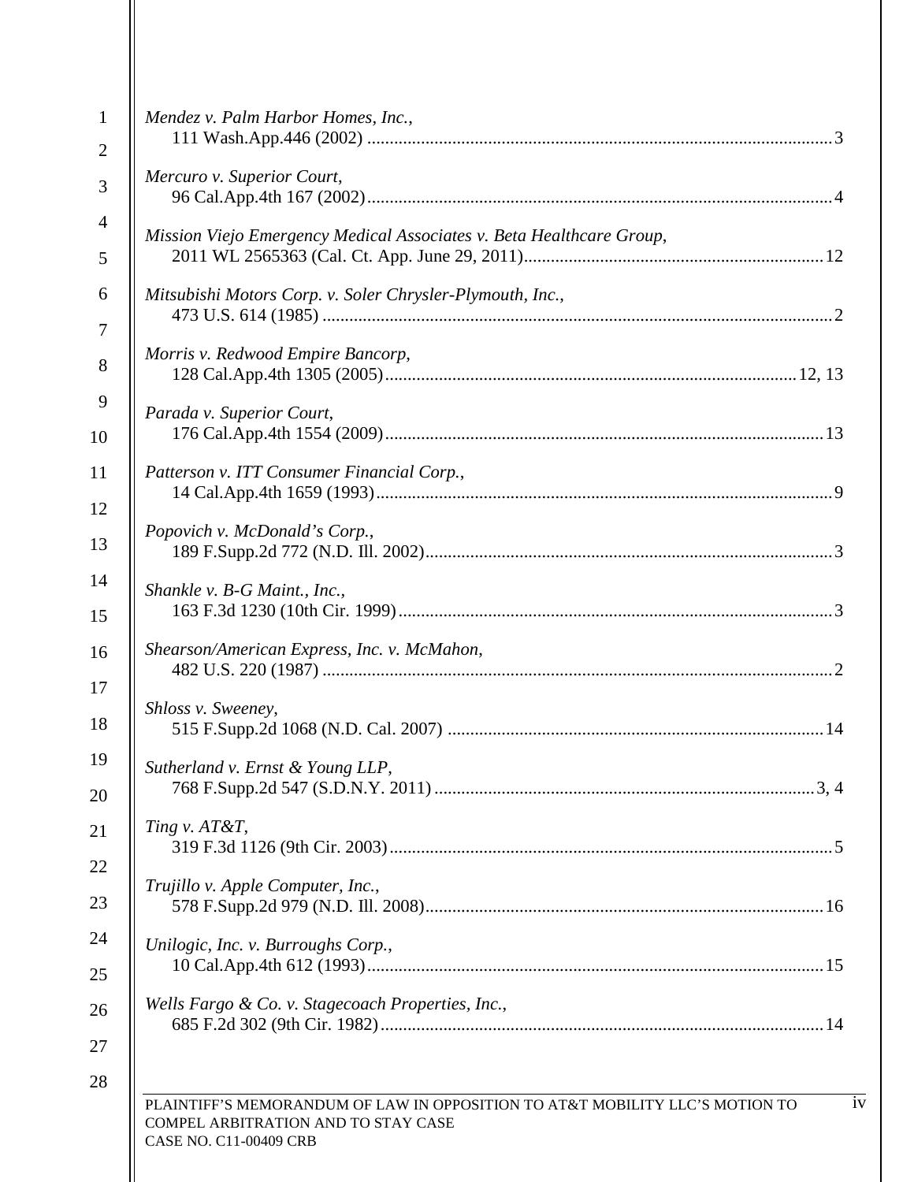*Mendez v. Palm Harbor Homes, Inc.*,
111 Wash.App.446 (2002) ........................................................................................................3

*Mercuro v. Superior Court*,
96 Cal.App.4th 167 (2002).......................................................................................................4

*Mission Viejo Emergency Medical Associates v. Beta Healthcare Group*,
2011 WL 2565363 (Cal. Ct. App. June 29, 2011)..................................................................12

*Mitsubishi Motors Corp. v. Soler Chrysler-Plymouth, Inc.*,
473 U.S. 614 (1985) .................................................................................................................2

*Morris v. Redwood Empire Bancorp*,
128 Cal.App.4th 1305 (2005)...........................................................................................12, 13

*Parada v. Superior Court*,
176 Cal.App.4th 1554 (2009).................................................................................................13

*Patterson v. ITT Consumer Financial Corp.*,
14 Cal.App.4th 1659 (1993).....................................................................................................9

*Popovich v. McDonald's Corp.*,
189 F.Supp.2d 772 (N.D. Ill. 2002)..........................................................................................3

*Shankle v. B-G Maint., Inc.*,
163 F.3d 1230 (10th Cir. 1999)................................................................................................3

*Shearson/American Express, Inc. v. McMahon*,
482 U.S. 220 (1987) .................................................................................................................2

*Shloss v. Sweeney*,
515 F.Supp.2d 1068 (N.D. Cal. 2007) ...................................................................................14

*Sutherland v. Ernst & Young LLP*,
768 F.Supp.2d 547 (S.D.N.Y. 2011) ....................................................................................3, 4

*Ting v. AT&T*,
319 F.3d 1126 (9th Cir. 2003)..................................................................................................5

*Trujillo v. Apple Computer, Inc.*,
578 F.Supp.2d 979 (N.D. Ill. 2008)........................................................................................16

*Unilogic, Inc. v. Burroughs Corp.*,
10 Cal.App.4th 612 (1993).....................................................................................................15

*Wells Fargo & Co. v. Stagecoach Properties, Inc.*,
685 F.2d 302 (9th Cir. 1982)..................................................................................................14

PLAINTIFF'S MEMORANDUM OF LAW IN OPPOSITION TO AT&T MOBILITY LLC'S MOTION TO COMPEL ARBITRATION AND TO STAY CASE
CASE NO. C11-00409 CRB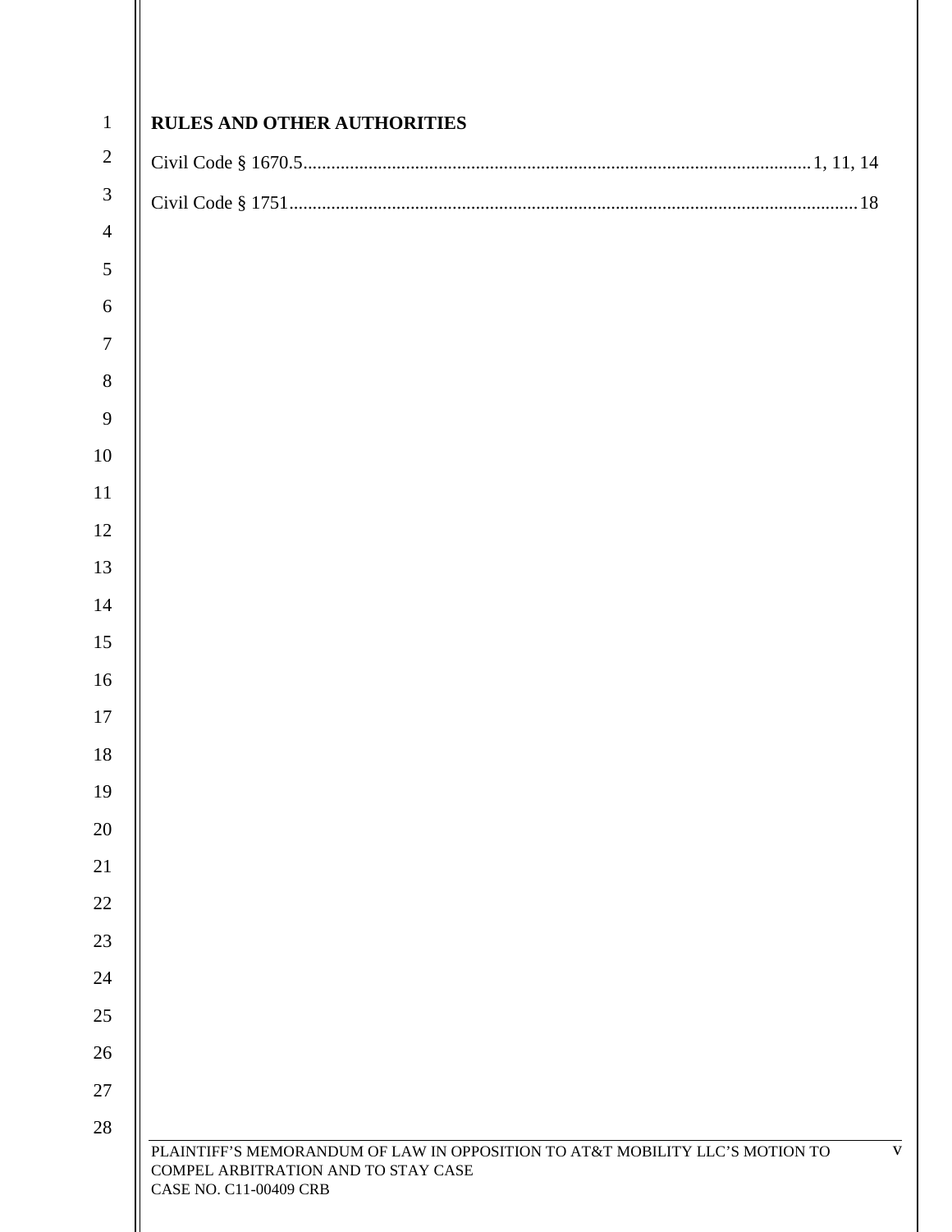**RULES AND OTHER AUTHORITIES**

Civil Code § 1670.5 ........................................................................ 1, 11, 14

Civil Code § 1751 ........................................................................ 18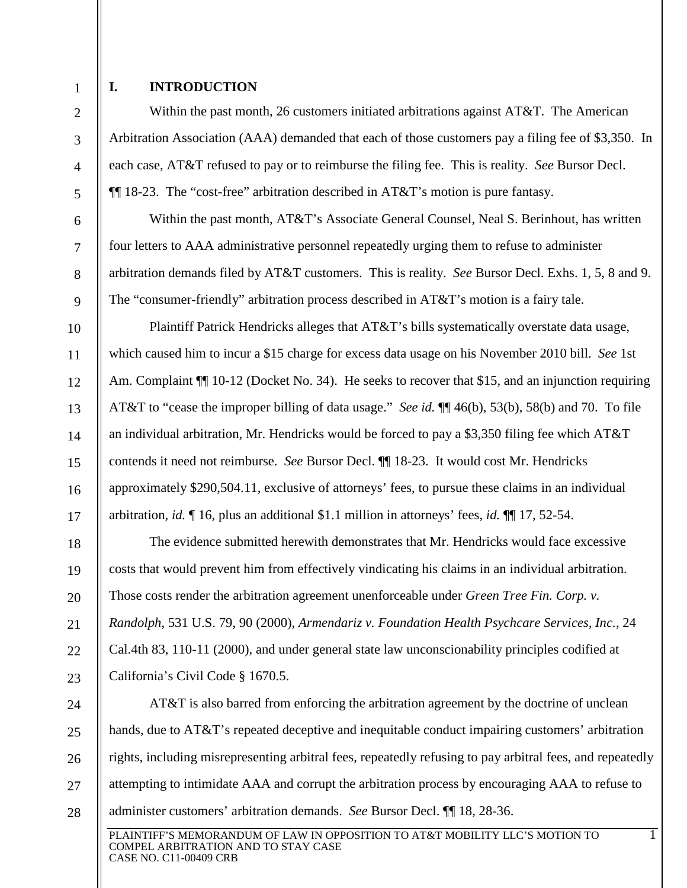## I. INTRODUCTION

Within the past month, 26 customers initiated arbitrations against AT&T. The American Arbitration Association (AAA) demanded that each of those customers pay a filing fee of $3,350. In each case, AT&T refused to pay or to reimburse the filing fee. This is reality. *See* Bursor Decl. ¶¶ 18-23. The "cost-free" arbitration described in AT&T's motion is pure fantasy.

Within the past month, AT&T's Associate General Counsel, Neal S. Berinhout, has written four letters to AAA administrative personnel repeatedly urging them to refuse to administer arbitration demands filed by AT&T customers. This is reality. *See* Bursor Decl. Exhs. 1, 5, 8 and 9. The "consumer-friendly" arbitration process described in AT&T's motion is a fairy tale.

Plaintiff Patrick Hendricks alleges that AT&T's bills systematically overstate data usage, which caused him to incur a $15 charge for excess data usage on his November 2010 bill. *See* 1st Am. Complaint ¶¶ 10-12 (Docket No. 34). He seeks to recover that $15, and an injunction requiring AT&T to "cease the improper billing of data usage." *See id.* ¶¶ 46(b), 53(b), 58(b) and 70. To file an individual arbitration, Mr. Hendricks would be forced to pay a $3,350 filing fee which AT&T contends it need not reimburse. *See* Bursor Decl. ¶¶ 18-23. It would cost Mr. Hendricks approximately $290,504.11, exclusive of attorneys' fees, to pursue these claims in an individual arbitration, *id.* ¶ 16, plus an additional $1.1 million in attorneys' fees, *id.* ¶¶ 17, 52-54.

The evidence submitted herewith demonstrates that Mr. Hendricks would face excessive costs that would prevent him from effectively vindicating his claims in an individual arbitration. Those costs render the arbitration agreement unenforceable under *Green Tree Fin. Corp. v. Randolph*, 531 U.S. 79, 90 (2000), *Armendariz v. Foundation Health Psychcare Services, Inc.*, 24 Cal.4th 83, 110-11 (2000), and under general state law unconscionability principles codified at California's Civil Code § 1670.5.

AT&T is also barred from enforcing the arbitration agreement by the doctrine of unclean hands, due to AT&T's repeated deceptive and inequitable conduct impairing customers' arbitration rights, including misrepresenting arbitral fees, repeatedly refusing to pay arbitral fees, and repeatedly attempting to intimidate AAA and corrupt the arbitration process by encouraging AAA to refuse to administer customers' arbitration demands. *See* Bursor Decl. ¶¶ 18, 28-36.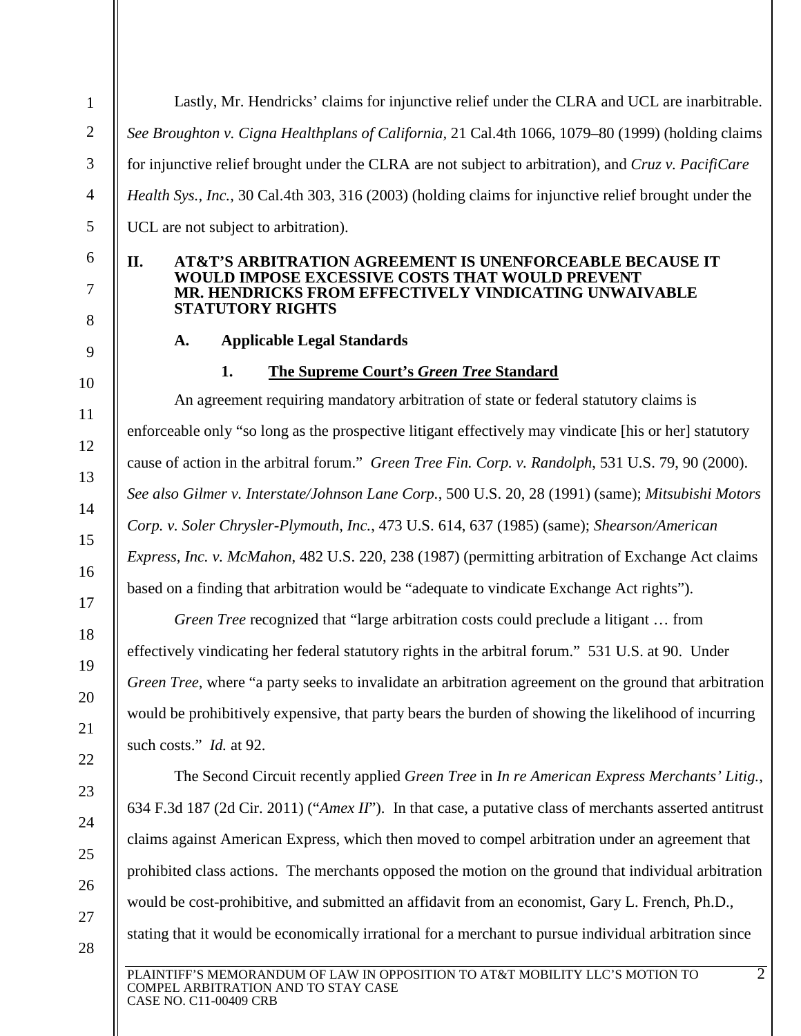Lastly, Mr. Hendricks' claims for injunctive relief under the CLRA and UCL are inarbitrable. *See Broughton v. Cigna Healthplans of California*, 21 Cal.4th 1066, 1079–80 (1999) (holding claims for injunctive relief brought under the CLRA are not subject to arbitration), and *Cruz v. PacifiCare Health Sys., Inc.*, 30 Cal.4th 303, 316 (2003) (holding claims for injunctive relief brought under the UCL are not subject to arbitration).

## II. AT&T'S ARBITRATION AGREEMENT IS UNENFORCEABLE BECAUSE IT WOULD IMPOSE EXCESSIVE COSTS THAT WOULD PREVENT MR. HENDRICKS FROM EFFECTIVELY VINDICATING UNWAIVABLE STATUTORY RIGHTS

### A. Applicable Legal Standards

#### 1. The Supreme Court's *Green Tree* Standard

An agreement requiring mandatory arbitration of state or federal statutory claims is enforceable only "so long as the prospective litigant effectively may vindicate [his or her] statutory cause of action in the arbitral forum." *Green Tree Fin. Corp. v. Randolph*, 531 U.S. 79, 90 (2000). *See also Gilmer v. Interstate/Johnson Lane Corp.*, 500 U.S. 20, 28 (1991) (same); *Mitsubishi Motors Corp. v. Soler Chrysler-Plymouth, Inc.*, 473 U.S. 614, 637 (1985) (same); *Shearson/American Express, Inc. v. McMahon*, 482 U.S. 220, 238 (1987) (permitting arbitration of Exchange Act claims based on a finding that arbitration would be "adequate to vindicate Exchange Act rights").

*Green Tree* recognized that "large arbitration costs could preclude a litigant … from effectively vindicating her federal statutory rights in the arbitral forum." 531 U.S. at 90. Under *Green Tree*, where "a party seeks to invalidate an arbitration agreement on the ground that arbitration would be prohibitively expensive, that party bears the burden of showing the likelihood of incurring such costs." *Id.* at 92.

The Second Circuit recently applied *Green Tree* in *In re American Express Merchants' Litig.*, 634 F.3d 187 (2d Cir. 2011) ("*Amex II*"). In that case, a putative class of merchants asserted antitrust claims against American Express, which then moved to compel arbitration under an agreement that prohibited class actions. The merchants opposed the motion on the ground that individual arbitration would be cost-prohibitive, and submitted an affidavit from an economist, Gary L. French, Ph.D., stating that it would be economically irrational for a merchant to pursue individual arbitration since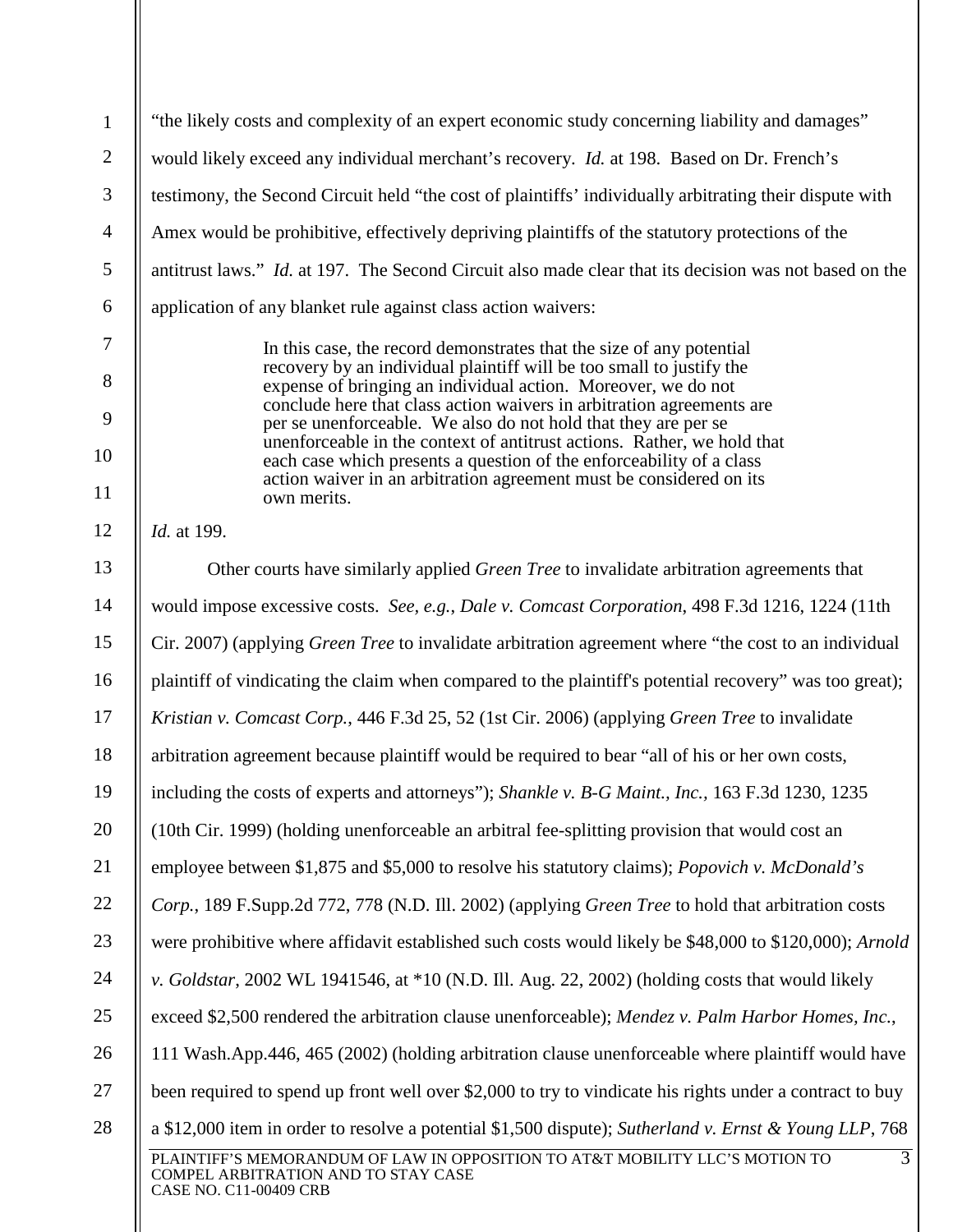"the likely costs and complexity of an expert economic study concerning liability and damages" would likely exceed any individual merchant's recovery. *Id.* at 198. Based on Dr. French's testimony, the Second Circuit held "the cost of plaintiffs' individually arbitrating their dispute with Amex would be prohibitive, effectively depriving plaintiffs of the statutory protections of the antitrust laws." *Id.* at 197. The Second Circuit also made clear that its decision was not based on the application of any blanket rule against class action waivers:

> In this case, the record demonstrates that the size of any potential recovery by an individual plaintiff will be too small to justify the expense of bringing an individual action. Moreover, we do not conclude here that class action waivers in arbitration agreements are per se unenforceable. We also do not hold that they are per se unenforceable in the context of antitrust actions. Rather, we hold that each case which presents a question of the enforceability of a class action waiver in an arbitration agreement must be considered on its own merits.

*Id.* at 199.

Other courts have similarly applied *Green Tree* to invalidate arbitration agreements that would impose excessive costs. *See, e.g.*, *Dale v. Comcast Corporation*, 498 F.3d 1216, 1224 (11th Cir. 2007) (applying *Green Tree* to invalidate arbitration agreement where "the cost to an individual plaintiff of vindicating the claim when compared to the plaintiff's potential recovery" was too great); *Kristian v. Comcast Corp.*, 446 F.3d 25, 52 (1st Cir. 2006) (applying *Green Tree* to invalidate arbitration agreement because plaintiff would be required to bear "all of his or her own costs, including the costs of experts and attorneys"); *Shankle v. B-G Maint., Inc.*, 163 F.3d 1230, 1235 (10th Cir. 1999) (holding unenforceable an arbitral fee-splitting provision that would cost an employee between $1,875 and $5,000 to resolve his statutory claims); *Popovich v. McDonald's Corp.*, 189 F.Supp.2d 772, 778 (N.D. Ill. 2002) (applying *Green Tree* to hold that arbitration costs were prohibitive where affidavit established such costs would likely be $48,000 to $120,000); *Arnold v. Goldstar*, 2002 WL 1941546, at *10 (N.D. Ill. Aug. 22, 2002) (holding costs that would likely exceed $2,500 rendered the arbitration clause unenforceable); *Mendez v. Palm Harbor Homes, Inc.*, 111 Wash.App.446, 465 (2002) (holding arbitration clause unenforceable where plaintiff would have been required to spend up front well over $2,000 to try to vindicate his rights under a contract to buy a $12,000 item in order to resolve a potential $1,500 dispute); *Sutherland v. Ernst & Young LLP*, 768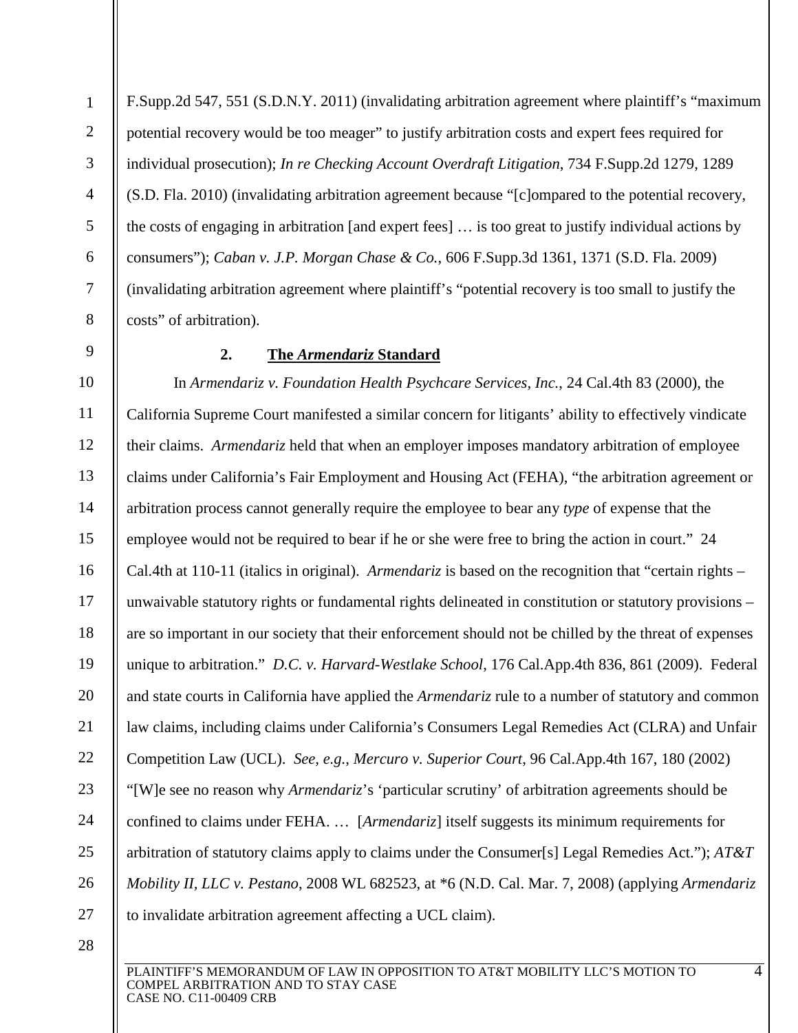F.Supp.2d 547, 551 (S.D.N.Y. 2011) (invalidating arbitration agreement where plaintiff's "maximum potential recovery would be too meager" to justify arbitration costs and expert fees required for individual prosecution); *In re Checking Account Overdraft Litigation*, 734 F.Supp.2d 1279, 1289 (S.D. Fla. 2010) (invalidating arbitration agreement because "[c]ompared to the potential recovery, the costs of engaging in arbitration [and expert fees] … is too great to justify individual actions by consumers"); *Caban v. J.P. Morgan Chase & Co.*, 606 F.Supp.3d 1361, 1371 (S.D. Fla. 2009) (invalidating arbitration agreement where plaintiff's "potential recovery is too small to justify the costs" of arbitration).

**2. The *Armendariz* Standard**

In *Armendariz v. Foundation Health Psychcare Services, Inc.*, 24 Cal.4th 83 (2000), the California Supreme Court manifested a similar concern for litigants' ability to effectively vindicate their claims. *Armendariz* held that when an employer imposes mandatory arbitration of employee claims under California's Fair Employment and Housing Act (FEHA), "the arbitration agreement or arbitration process cannot generally require the employee to bear any *type* of expense that the employee would not be required to bear if he or she were free to bring the action in court." 24 Cal.4th at 110-11 (italics in original). *Armendariz* is based on the recognition that "certain rights – unwaivable statutory rights or fundamental rights delineated in constitution or statutory provisions – are so important in our society that their enforcement should not be chilled by the threat of expenses unique to arbitration." *D.C. v. Harvard-Westlake School*, 176 Cal.App.4th 836, 861 (2009). Federal and state courts in California have applied the *Armendariz* rule to a number of statutory and common law claims, including claims under California's Consumers Legal Remedies Act (CLRA) and Unfair Competition Law (UCL). *See, e.g.*, *Mercuro v. Superior Court*, 96 Cal.App.4th 167, 180 (2002) "[W]e see no reason why *Armendariz*'s 'particular scrutiny' of arbitration agreements should be confined to claims under FEHA. … [*Armendariz*] itself suggests its minimum requirements for arbitration of statutory claims apply to claims under the Consumer[s] Legal Remedies Act."); *AT&T Mobility II, LLC v. Pestano*, 2008 WL 682523, at *6 (N.D. Cal. Mar. 7, 2008) (applying *Armendariz* to invalidate arbitration agreement affecting a UCL claim).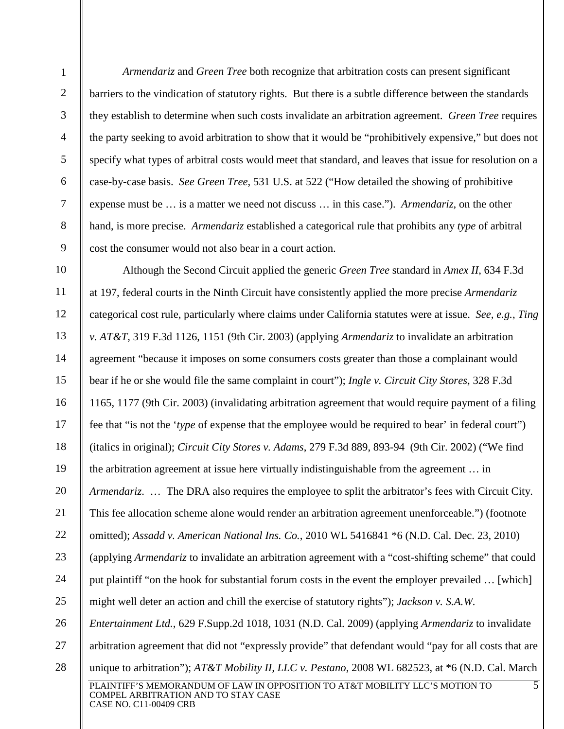*Armendariz* and *Green Tree* both recognize that arbitration costs can present significant barriers to the vindication of statutory rights. But there is a subtle difference between the standards they establish to determine when such costs invalidate an arbitration agreement. *Green Tree* requires the party seeking to avoid arbitration to show that it would be "prohibitively expensive," but does not specify what types of arbitral costs would meet that standard, and leaves that issue for resolution on a case-by-case basis. *See Green Tree*, 531 U.S. at 522 ("How detailed the showing of prohibitive expense must be … is a matter we need not discuss … in this case."). *Armendariz*, on the other hand, is more precise. *Armendariz* established a categorical rule that prohibits any *type* of arbitral cost the consumer would not also bear in a court action.

Although the Second Circuit applied the generic *Green Tree* standard in *Amex II*, 634 F.3d at 197, federal courts in the Ninth Circuit have consistently applied the more precise *Armendariz* categorical cost rule, particularly where claims under California statutes were at issue. *See, e.g.*, *Ting v. AT&T*, 319 F.3d 1126, 1151 (9th Cir. 2003) (applying *Armendariz* to invalidate an arbitration agreement "because it imposes on some consumers costs greater than those a complainant would bear if he or she would file the same complaint in court"); *Ingle v. Circuit City Stores*, 328 F.3d 1165, 1177 (9th Cir. 2003) (invalidating arbitration agreement that would require payment of a filing fee that "is not the '*type* of expense that the employee would be required to bear' in federal court") (italics in original); *Circuit City Stores v. Adams*, 279 F.3d 889, 893-94 (9th Cir. 2002) ("We find the arbitration agreement at issue here virtually indistinguishable from the agreement … in *Armendariz*. … The DRA also requires the employee to split the arbitrator's fees with Circuit City. This fee allocation scheme alone would render an arbitration agreement unenforceable.") (footnote omitted); *Assadd v. American National Ins. Co.*, 2010 WL 5416841 *6 (N.D. Cal. Dec. 23, 2010) (applying *Armendariz* to invalidate an arbitration agreement with a "cost-shifting scheme" that could put plaintiff "on the hook for substantial forum costs in the event the employer prevailed … [which] might well deter an action and chill the exercise of statutory rights"); *Jackson v. S.A.W. Entertainment Ltd.*, 629 F.Supp.2d 1018, 1031 (N.D. Cal. 2009) (applying *Armendariz* to invalidate arbitration agreement that did not "expressly provide" that defendant would "pay for all costs that are unique to arbitration"); *AT&T Mobility II, LLC v. Pestano*, 2008 WL 682523, at *6 (N.D. Cal. March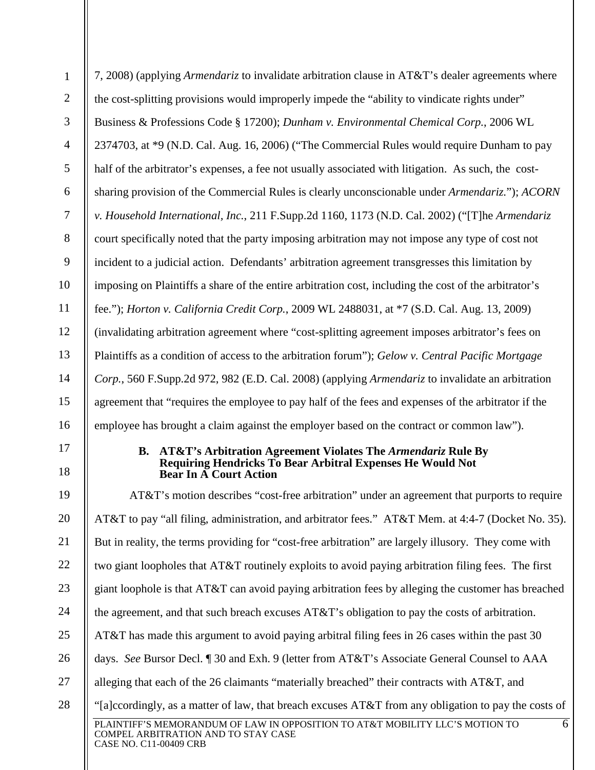7, 2008) (applying *Armendariz* to invalidate arbitration clause in AT&T's dealer agreements where the cost-splitting provisions would improperly impede the "ability to vindicate rights under" Business & Professions Code § 17200); *Dunham v. Environmental Chemical Corp.*, 2006 WL 2374703, at *9 (N.D. Cal. Aug. 16, 2006) ("The Commercial Rules would require Dunham to pay half of the arbitrator's expenses, a fee not usually associated with litigation. As such, the cost-sharing provision of the Commercial Rules is clearly unconscionable under *Armendariz*."); *ACORN v. Household International, Inc.*, 211 F.Supp.2d 1160, 1173 (N.D. Cal. 2002) ("[T]he *Armendariz* court specifically noted that the party imposing arbitration may not impose any type of cost not incident to a judicial action. Defendants' arbitration agreement transgresses this limitation by imposing on Plaintiffs a share of the entire arbitration cost, including the cost of the arbitrator's fee."); *Horton v. California Credit Corp.*, 2009 WL 2488031, at *7 (S.D. Cal. Aug. 13, 2009) (invalidating arbitration agreement where "cost-splitting agreement imposes arbitrator's fees on Plaintiffs as a condition of access to the arbitration forum"); *Gelow v. Central Pacific Mortgage Corp.*, 560 F.Supp.2d 972, 982 (E.D. Cal. 2008) (applying *Armendariz* to invalidate an arbitration agreement that "requires the employee to pay half of the fees and expenses of the arbitrator if the employee has brought a claim against the employer based on the contract or common law").

### B. AT&T's Arbitration Agreement Violates The *Armendariz* Rule By Requiring Hendricks To Bear Arbitral Expenses He Would Not Bear In A Court Action

AT&T's motion describes "cost-free arbitration" under an agreement that purports to require AT&T to pay "all filing, administration, and arbitrator fees." AT&T Mem. at 4:4-7 (Docket No. 35). But in reality, the terms providing for "cost-free arbitration" are largely illusory. They come with two giant loopholes that AT&T routinely exploits to avoid paying arbitration filing fees. The first giant loophole is that AT&T can avoid paying arbitration fees by alleging the customer has breached the agreement, and that such breach excuses AT&T's obligation to pay the costs of arbitration. AT&T has made this argument to avoid paying arbitral filing fees in 26 cases within the past 30 days. *See* Bursor Decl. ¶ 30 and Exh. 9 (letter from AT&T's Associate General Counsel to AAA alleging that each of the 26 claimants "materially breached" their contracts with AT&T, and "[a]ccordingly, as a matter of law, that breach excuses AT&T from any obligation to pay the costs of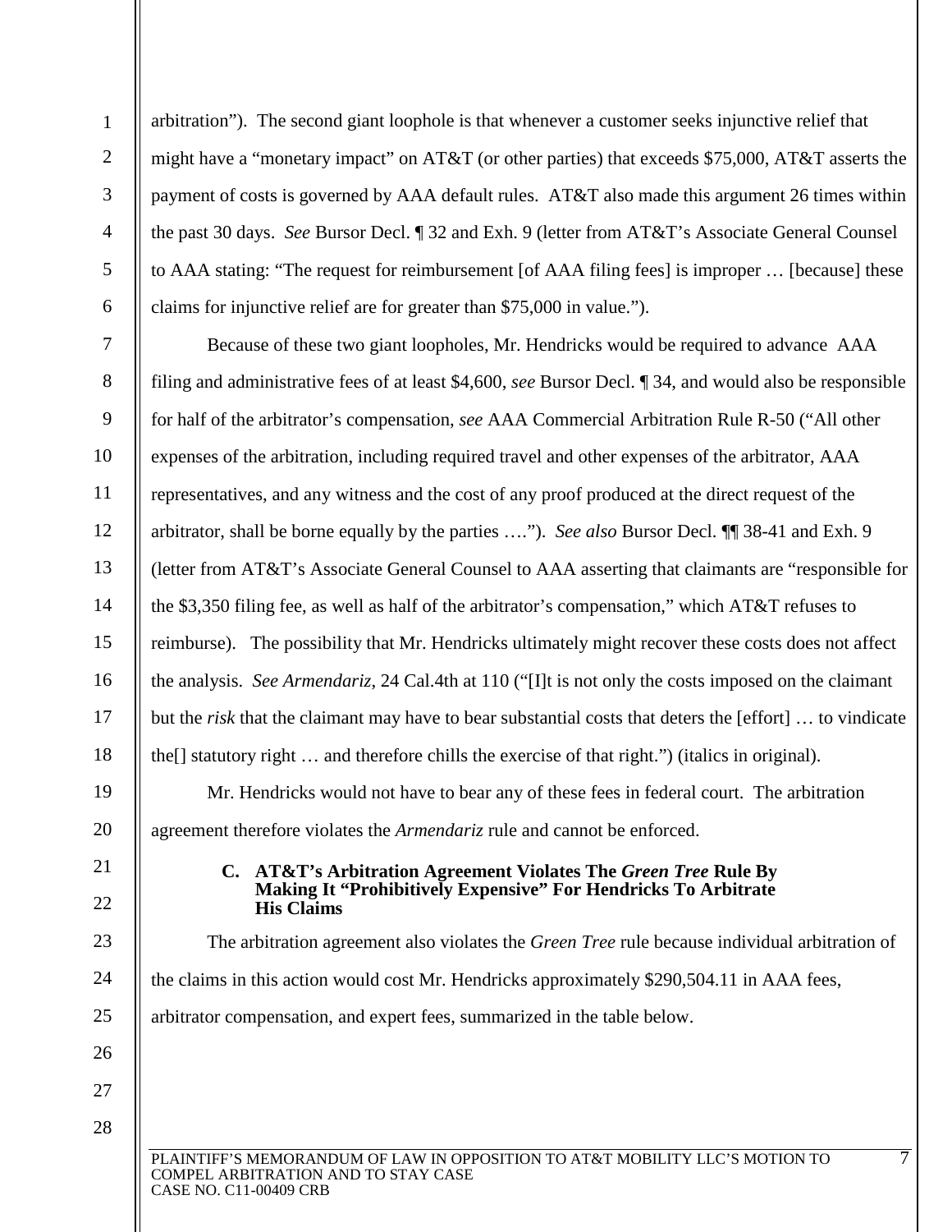arbitration"). The second giant loophole is that whenever a customer seeks injunctive relief that might have a "monetary impact" on AT&T (or other parties) that exceeds $75,000, AT&T asserts the payment of costs is governed by AAA default rules. AT&T also made this argument 26 times within the past 30 days. *See* Bursor Decl. ¶ 32 and Exh. 9 (letter from AT&T's Associate General Counsel to AAA stating: "The request for reimbursement [of AAA filing fees] is improper … [because] these claims for injunctive relief are for greater than $75,000 in value.").

Because of these two giant loopholes, Mr. Hendricks would be required to advance AAA filing and administrative fees of at least $4,600, *see* Bursor Decl. ¶ 34, and would also be responsible for half of the arbitrator's compensation, *see* AAA Commercial Arbitration Rule R-50 ("All other expenses of the arbitration, including required travel and other expenses of the arbitrator, AAA representatives, and any witness and the cost of any proof produced at the direct request of the arbitrator, shall be borne equally by the parties …."). *See also* Bursor Decl. ¶¶ 38-41 and Exh. 9 (letter from AT&T's Associate General Counsel to AAA asserting that claimants are "responsible for the $3,350 filing fee, as well as half of the arbitrator's compensation," which AT&T refuses to reimburse). The possibility that Mr. Hendricks ultimately might recover these costs does not affect the analysis. *See Armendariz*, 24 Cal.4th at 110 ("[I]t is not only the costs imposed on the claimant but the *risk* that the claimant may have to bear substantial costs that deters the [effort] … to vindicate the[] statutory right … and therefore chills the exercise of that right.") (italics in original).

Mr. Hendricks would not have to bear any of these fees in federal court. The arbitration agreement therefore violates the *Armendariz* rule and cannot be enforced.

### C. AT&T's Arbitration Agreement Violates The *Green Tree* Rule By Making It "Prohibitively Expensive" For Hendricks To Arbitrate His Claims

The arbitration agreement also violates the *Green Tree* rule because individual arbitration of the claims in this action would cost Mr. Hendricks approximately $290,504.11 in AAA fees, arbitrator compensation, and expert fees, summarized in the table below.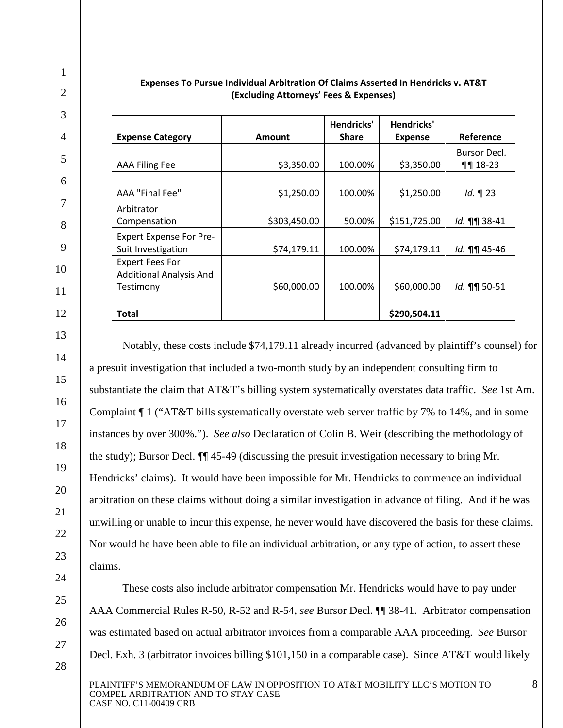**Expenses To Pursue Individual Arbitration Of Claims Asserted In Hendricks v. AT&T (Excluding Attorneys' Fees & Expenses)**

| Expense Category | Amount | Hendricks' Share | Hendricks' Expense | Reference |
|---|---|---|---|---|
| AAA Filing Fee | $3,350.00 | 100.00% | $3,350.00 | Bursor Decl. ¶¶ 18-23 |
| AAA "Final Fee" | $1,250.00 | 100.00% | $1,250.00 | *Id.* ¶ 23 |
| Arbitrator Compensation | $303,450.00 | 50.00% | $151,725.00 | *Id.* ¶¶ 38-41 |
| Expert Expense For Pre-Suit Investigation | $74,179.11 | 100.00% | $74,179.11 | *Id.* ¶¶ 45-46 |
| Expert Fees For Additional Analysis And Testimony | $60,000.00 | 100.00% | $60,000.00 | *Id.* ¶¶ 50-51 |
| **Total** | | | **$290,504.11** | |

Notably, these costs include $74,179.11 already incurred (advanced by plaintiff's counsel) for a presuit investigation that included a two-month study by an independent consulting firm to substantiate the claim that AT&T's billing system systematically overstates data traffic. *See* 1st Am. Complaint ¶ 1 ("AT&T bills systematically overstate web server traffic by 7% to 14%, and in some instances by over 300%."). *See also* Declaration of Colin B. Weir (describing the methodology of the study); Bursor Decl. ¶¶ 45-49 (discussing the presuit investigation necessary to bring Mr. Hendricks' claims). It would have been impossible for Mr. Hendricks to commence an individual arbitration on these claims without doing a similar investigation in advance of filing. And if he was unwilling or unable to incur this expense, he never would have discovered the basis for these claims. Nor would he have been able to file an individual arbitration, or any type of action, to assert these claims.

These costs also include arbitrator compensation Mr. Hendricks would have to pay under AAA Commercial Rules R-50, R-52 and R-54, *see* Bursor Decl. ¶¶ 38-41. Arbitrator compensation was estimated based on actual arbitrator invoices from a comparable AAA proceeding. *See* Bursor Decl. Exh. 3 (arbitrator invoices billing $101,150 in a comparable case). Since AT&T would likely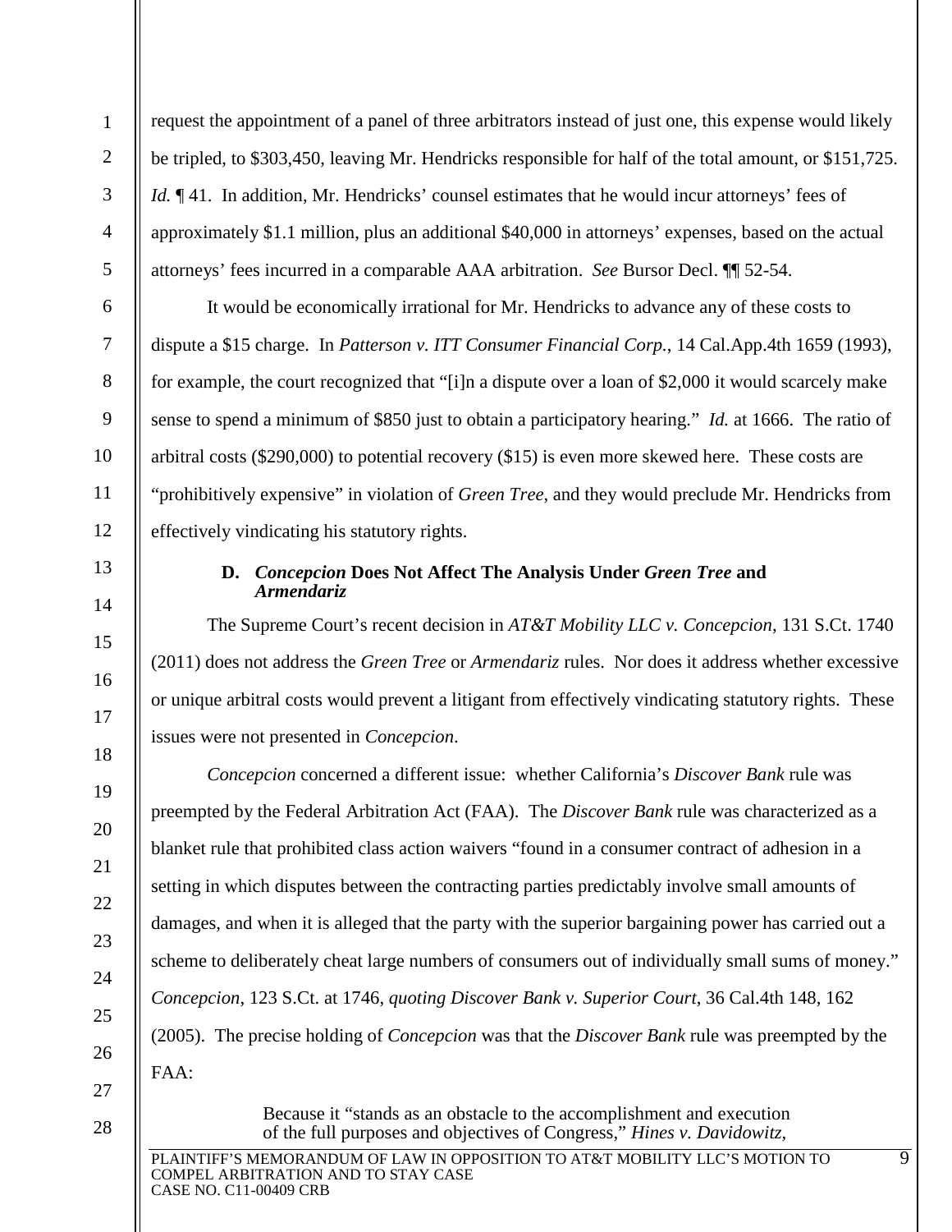request the appointment of a panel of three arbitrators instead of just one, this expense would likely be tripled, to $303,450, leaving Mr. Hendricks responsible for half of the total amount, or $151,725. *Id.* ¶ 41. In addition, Mr. Hendricks' counsel estimates that he would incur attorneys' fees of approximately $1.1 million, plus an additional $40,000 in attorneys' expenses, based on the actual attorneys' fees incurred in a comparable AAA arbitration. *See* Bursor Decl. ¶¶ 52-54.

It would be economically irrational for Mr. Hendricks to advance any of these costs to dispute a $15 charge. In *Patterson v. ITT Consumer Financial Corp.*, 14 Cal.App.4th 1659 (1993), for example, the court recognized that "[i]n a dispute over a loan of $2,000 it would scarcely make sense to spend a minimum of $850 just to obtain a participatory hearing." *Id.* at 1666. The ratio of arbitral costs ($290,000) to potential recovery ($15) is even more skewed here. These costs are "prohibitively expensive" in violation of *Green Tree*, and they would preclude Mr. Hendricks from effectively vindicating his statutory rights.

### D. *Concepcion* Does Not Affect The Analysis Under *Green Tree* and *Armendariz*

The Supreme Court's recent decision in *AT&T Mobility LLC v. Concepcion*, 131 S.Ct. 1740 (2011) does not address the *Green Tree* or *Armendariz* rules. Nor does it address whether excessive or unique arbitral costs would prevent a litigant from effectively vindicating statutory rights. These issues were not presented in *Concepcion*.

*Concepcion* concerned a different issue: whether California's *Discover Bank* rule was preempted by the Federal Arbitration Act (FAA). The *Discover Bank* rule was characterized as a blanket rule that prohibited class action waivers "found in a consumer contract of adhesion in a setting in which disputes between the contracting parties predictably involve small amounts of damages, and when it is alleged that the party with the superior bargaining power has carried out a scheme to deliberately cheat large numbers of consumers out of individually small sums of money." *Concepcion*, 123 S.Ct. at 1746, *quoting Discover Bank v. Superior Court*, 36 Cal.4th 148, 162 (2005). The precise holding of *Concepcion* was that the *Discover Bank* rule was preempted by the FAA:

> Because it "stands as an obstacle to the accomplishment and execution of the full purposes and objectives of Congress," *Hines v. Davidowitz*,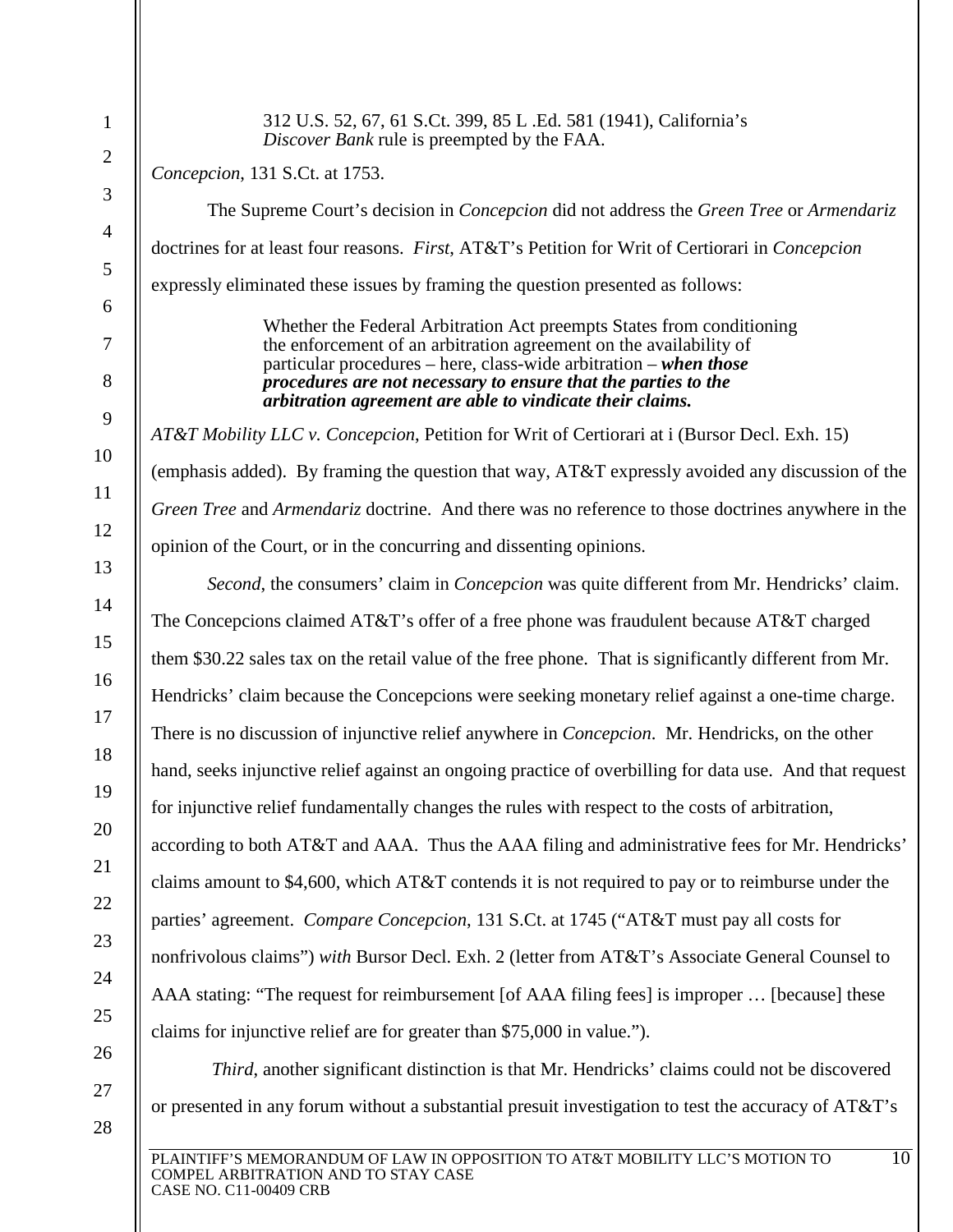> 312 U.S. 52, 67, 61 S.Ct. 399, 85 L .Ed. 581 (1941), California's *Discover Bank* rule is preempted by the FAA.

*Concepcion*, 131 S.Ct. at 1753.

The Supreme Court's decision in *Concepcion* did not address the *Green Tree* or *Armendariz* doctrines for at least four reasons. *First*, AT&T's Petition for Writ of Certiorari in *Concepcion* expressly eliminated these issues by framing the question presented as follows:

> Whether the Federal Arbitration Act preempts States from conditioning the enforcement of an arbitration agreement on the availability of particular procedures – here, class-wide arbitration – ***when those procedures are not necessary to ensure that the parties to the arbitration agreement are able to vindicate their claims.***

*AT&T Mobility LLC v. Concepcion*, Petition for Writ of Certiorari at i (Bursor Decl. Exh. 15) (emphasis added). By framing the question that way, AT&T expressly avoided any discussion of the *Green Tree* and *Armendariz* doctrine. And there was no reference to those doctrines anywhere in the opinion of the Court, or in the concurring and dissenting opinions.

*Second*, the consumers' claim in *Concepcion* was quite different from Mr. Hendricks' claim. The Concepcions claimed AT&T's offer of a free phone was fraudulent because AT&T charged them $30.22 sales tax on the retail value of the free phone. That is significantly different from Mr. Hendricks' claim because the Concepcions were seeking monetary relief against a one-time charge. There is no discussion of injunctive relief anywhere in *Concepcion*. Mr. Hendricks, on the other hand, seeks injunctive relief against an ongoing practice of overbilling for data use. And that request for injunctive relief fundamentally changes the rules with respect to the costs of arbitration, according to both AT&T and AAA. Thus the AAA filing and administrative fees for Mr. Hendricks' claims amount to $4,600, which AT&T contends it is not required to pay or to reimburse under the parties' agreement. *Compare Concepcion*, 131 S.Ct. at 1745 ("AT&T must pay all costs for nonfrivolous claims") *with* Bursor Decl. Exh. 2 (letter from AT&T's Associate General Counsel to AAA stating: "The request for reimbursement [of AAA filing fees] is improper … [because] these claims for injunctive relief are for greater than $75,000 in value.").

*Third*, another significant distinction is that Mr. Hendricks' claims could not be discovered or presented in any forum without a substantial presuit investigation to test the accuracy of AT&T's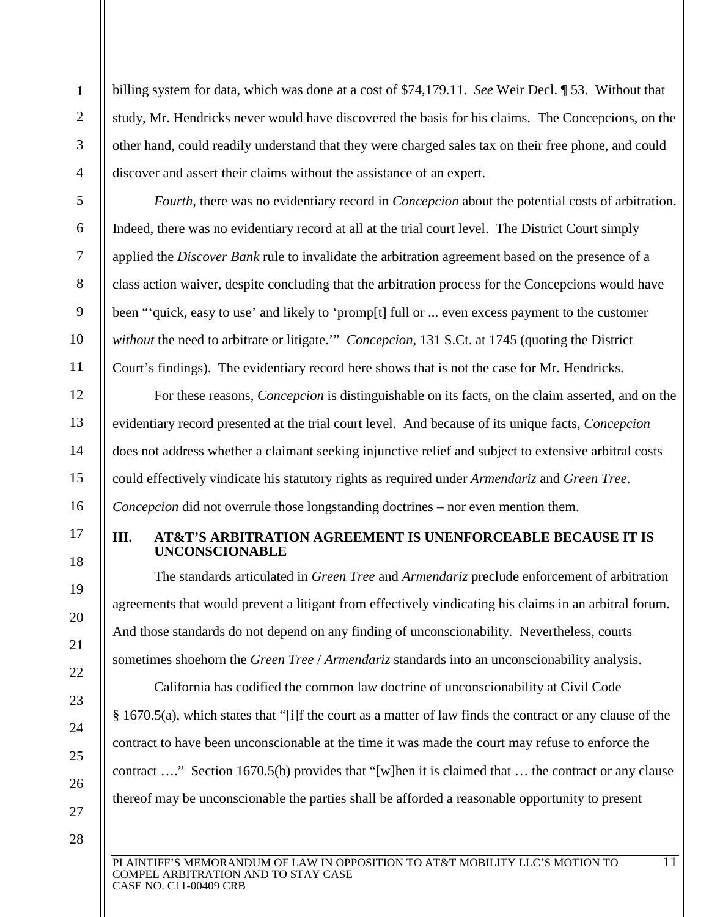billing system for data, which was done at a cost of $74,179.11. *See* Weir Decl. ¶ 53. Without that study, Mr. Hendricks never would have discovered the basis for his claims. The Concepcions, on the other hand, could readily understand that they were charged sales tax on their free phone, and could discover and assert their claims without the assistance of an expert.

*Fourth*, there was no evidentiary record in *Concepcion* about the potential costs of arbitration. Indeed, there was no evidentiary record at all at the trial court level. The District Court simply applied the *Discover Bank* rule to invalidate the arbitration agreement based on the presence of a class action waiver, despite concluding that the arbitration process for the Concepcions would have been "'quick, easy to use' and likely to 'promp[t] full or ... even excess payment to the customer *without* the need to arbitrate or litigate.'" *Concepcion*, 131 S.Ct. at 1745 (quoting the District Court's findings). The evidentiary record here shows that is not the case for Mr. Hendricks.

For these reasons, *Concepcion* is distinguishable on its facts, on the claim asserted, and on the evidentiary record presented at the trial court level. And because of its unique facts, *Concepcion* does not address whether a claimant seeking injunctive relief and subject to extensive arbitral costs could effectively vindicate his statutory rights as required under *Armendariz* and *Green Tree*. *Concepcion* did not overrule those longstanding doctrines – nor even mention them.

## III. AT&T'S ARBITRATION AGREEMENT IS UNENFORCEABLE BECAUSE IT IS UNCONSCIONABLE

The standards articulated in *Green Tree* and *Armendariz* preclude enforcement of arbitration agreements that would prevent a litigant from effectively vindicating his claims in an arbitral forum. And those standards do not depend on any finding of unconscionability. Nevertheless, courts sometimes shoehorn the *Green Tree* / *Armendariz* standards into an unconscionability analysis.

California has codified the common law doctrine of unconscionability at Civil Code § 1670.5(a), which states that "[i]f the court as a matter of law finds the contract or any clause of the contract to have been unconscionable at the time it was made the court may refuse to enforce the contract …." Section 1670.5(b) provides that "[w]hen it is claimed that … the contract or any clause thereof may be unconscionable the parties shall be afforded a reasonable opportunity to present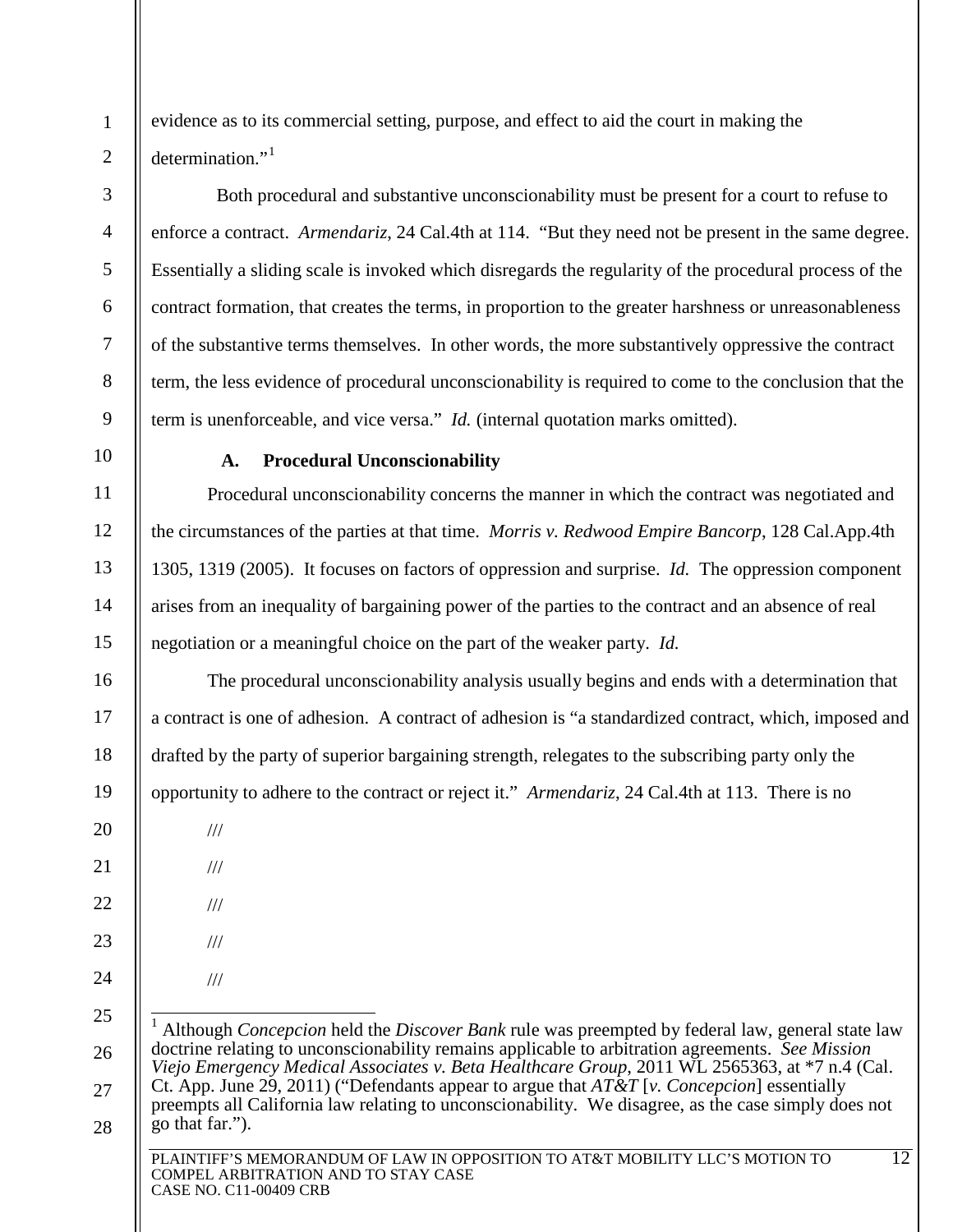evidence as to its commercial setting, purpose, and effect to aid the court in making the determination."[1]

Both procedural and substantive unconscionability must be present for a court to refuse to enforce a contract. *Armendariz*, 24 Cal.4th at 114. "But they need not be present in the same degree. Essentially a sliding scale is invoked which disregards the regularity of the procedural process of the contract formation, that creates the terms, in proportion to the greater harshness or unreasonableness of the substantive terms themselves. In other words, the more substantively oppressive the contract term, the less evidence of procedural unconscionability is required to come to the conclusion that the term is unenforceable, and vice versa." *Id.* (internal quotation marks omitted).

### A. Procedural Unconscionability

Procedural unconscionability concerns the manner in which the contract was negotiated and the circumstances of the parties at that time. *Morris v. Redwood Empire Bancorp*, 128 Cal.App.4th 1305, 1319 (2005). It focuses on factors of oppression and surprise. *Id.* The oppression component arises from an inequality of bargaining power of the parties to the contract and an absence of real negotiation or a meaningful choice on the part of the weaker party. *Id.*

The procedural unconscionability analysis usually begins and ends with a determination that a contract is one of adhesion. A contract of adhesion is "a standardized contract, which, imposed and drafted by the party of superior bargaining strength, relegates to the subscribing party only the opportunity to adhere to the contract or reject it." *Armendariz*, 24 Cal.4th at 113. There is no

///

///

///

///

///

---

[1] Although *Concepcion* held the *Discover Bank* rule was preempted by federal law, general state law doctrine relating to unconscionability remains applicable to arbitration agreements. *See Mission Viejo Emergency Medical Associates v. Beta Healthcare Group*, 2011 WL 2565363, at *7 n.4 (Cal. Ct. App. June 29, 2011) ("Defendants appear to argue that *AT&T* [*v. Concepcion*] essentially preempts all California law relating to unconscionability. We disagree, as the case simply does not go that far.").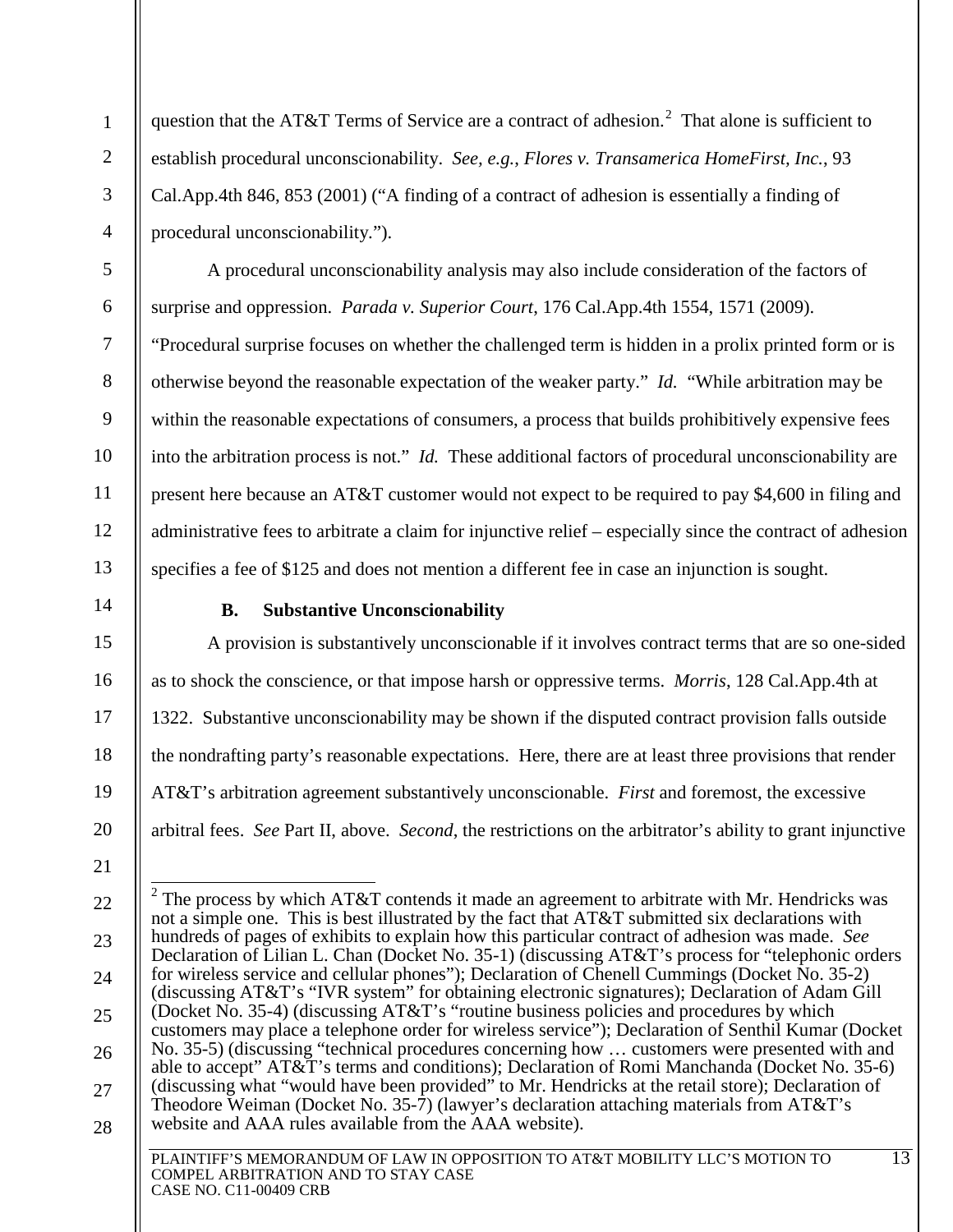question that the AT&T Terms of Service are a contract of adhesion.[2] That alone is sufficient to establish procedural unconscionability. *See, e.g.*, *Flores v. Transamerica HomeFirst, Inc.*, 93 Cal.App.4th 846, 853 (2001) ("A finding of a contract of adhesion is essentially a finding of procedural unconscionability.").

A procedural unconscionability analysis may also include consideration of the factors of surprise and oppression. *Parada v. Superior Court*, 176 Cal.App.4th 1554, 1571 (2009). "Procedural surprise focuses on whether the challenged term is hidden in a prolix printed form or is otherwise beyond the reasonable expectation of the weaker party." *Id.* "While arbitration may be within the reasonable expectations of consumers, a process that builds prohibitively expensive fees into the arbitration process is not." *Id.* These additional factors of procedural unconscionability are present here because an AT&T customer would not expect to be required to pay $4,600 in filing and administrative fees to arbitrate a claim for injunctive relief – especially since the contract of adhesion specifies a fee of $125 and does not mention a different fee in case an injunction is sought.

### B. Substantive Unconscionability

A provision is substantively unconscionable if it involves contract terms that are so one-sided as to shock the conscience, or that impose harsh or oppressive terms. *Morris*, 128 Cal.App.4th at 1322. Substantive unconscionability may be shown if the disputed contract provision falls outside the nondrafting party's reasonable expectations. Here, there are at least three provisions that render AT&T's arbitration agreement substantively unconscionable. *First* and foremost, the excessive arbitral fees. *See* Part II, above. *Second*, the restrictions on the arbitrator's ability to grant injunctive

---

[2] The process by which AT&T contends it made an agreement to arbitrate with Mr. Hendricks was not a simple one. This is best illustrated by the fact that AT&T submitted six declarations with hundreds of pages of exhibits to explain how this particular contract of adhesion was made. *See* Declaration of Lilian L. Chan (Docket No. 35-1) (discussing AT&T's process for "telephonic orders for wireless service and cellular phones"); Declaration of Chenell Cummings (Docket No. 35-2) (discussing AT&T's "IVR system" for obtaining electronic signatures); Declaration of Adam Gill (Docket No. 35-4) (discussing AT&T's "routine business policies and procedures by which customers may place a telephone order for wireless service"); Declaration of Senthil Kumar (Docket No. 35-5) (discussing "technical procedures concerning how … customers were presented with and able to accept" AT&T's terms and conditions); Declaration of Romi Manchanda (Docket No. 35-6) (discussing what "would have been provided" to Mr. Hendricks at the retail store); Declaration of Theodore Weiman (Docket No. 35-7) (lawyer's declaration attaching materials from AT&T's website and AAA rules available from the AAA website).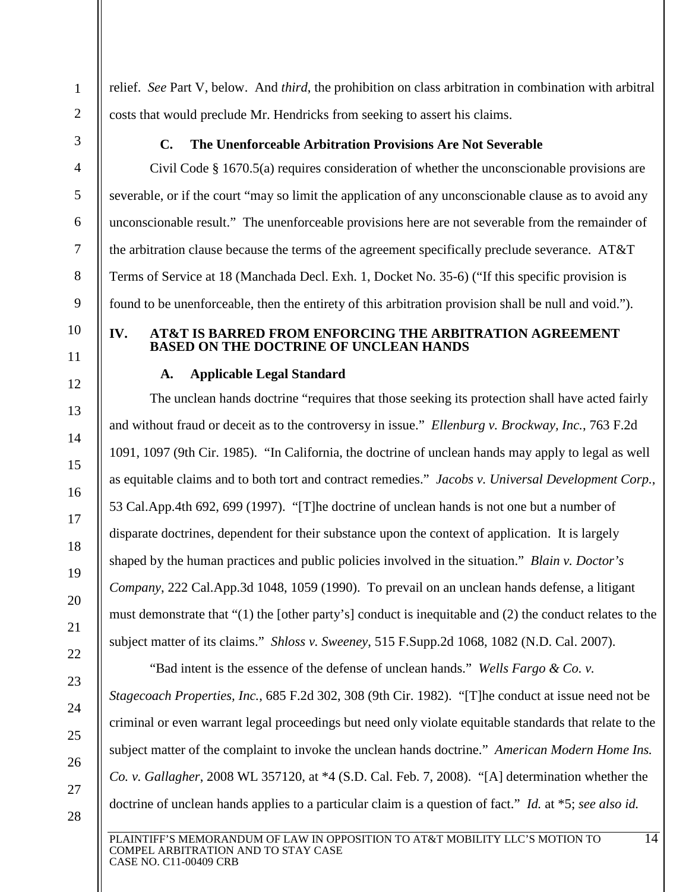relief. *See* Part V, below. And *third*, the prohibition on class arbitration in combination with arbitral costs that would preclude Mr. Hendricks from seeking to assert his claims.

### C. The Unenforceable Arbitration Provisions Are Not Severable

Civil Code § 1670.5(a) requires consideration of whether the unconscionable provisions are severable, or if the court "may so limit the application of any unconscionable clause as to avoid any unconscionable result." The unenforceable provisions here are not severable from the remainder of the arbitration clause because the terms of the agreement specifically preclude severance. AT&T Terms of Service at 18 (Manchada Decl. Exh. 1, Docket No. 35-6) ("If this specific provision is found to be unenforceable, then the entirety of this arbitration provision shall be null and void.").

## IV. AT&T IS BARRED FROM ENFORCING THE ARBITRATION AGREEMENT BASED ON THE DOCTRINE OF UNCLEAN HANDS

### A. Applicable Legal Standard

The unclean hands doctrine "requires that those seeking its protection shall have acted fairly and without fraud or deceit as to the controversy in issue." *Ellenburg v. Brockway, Inc.*, 763 F.2d 1091, 1097 (9th Cir. 1985). "In California, the doctrine of unclean hands may apply to legal as well as equitable claims and to both tort and contract remedies." *Jacobs v. Universal Development Corp.*, 53 Cal.App.4th 692, 699 (1997). "[T]he doctrine of unclean hands is not one but a number of disparate doctrines, dependent for their substance upon the context of application. It is largely shaped by the human practices and public policies involved in the situation." *Blain v. Doctor's Company*, 222 Cal.App.3d 1048, 1059 (1990). To prevail on an unclean hands defense, a litigant must demonstrate that "(1) the [other party's] conduct is inequitable and (2) the conduct relates to the subject matter of its claims." *Shloss v. Sweeney*, 515 F.Supp.2d 1068, 1082 (N.D. Cal. 2007).

"Bad intent is the essence of the defense of unclean hands." *Wells Fargo & Co. v. Stagecoach Properties, Inc.*, 685 F.2d 302, 308 (9th Cir. 1982). "[T]he conduct at issue need not be criminal or even warrant legal proceedings but need only violate equitable standards that relate to the subject matter of the complaint to invoke the unclean hands doctrine." *American Modern Home Ins. Co. v. Gallagher*, 2008 WL 357120, at *4 (S.D. Cal. Feb. 7, 2008). "[A] determination whether the doctrine of unclean hands applies to a particular claim is a question of fact." *Id.* at *5; *see also id.*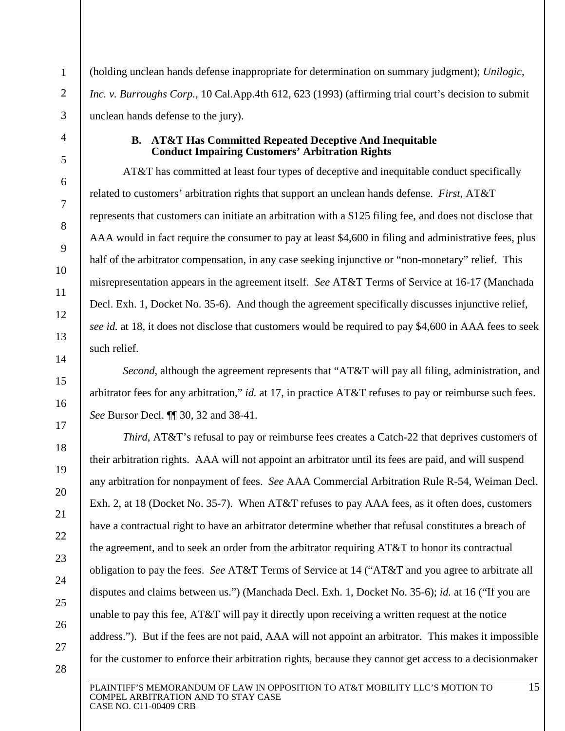(holding unclean hands defense inappropriate for determination on summary judgment); *Unilogic, Inc. v. Burroughs Corp.*, 10 Cal.App.4th 612, 623 (1993) (affirming trial court's decision to submit unclean hands defense to the jury).

### B. AT&T Has Committed Repeated Deceptive And Inequitable Conduct Impairing Customers' Arbitration Rights

AT&T has committed at least four types of deceptive and inequitable conduct specifically related to customers' arbitration rights that support an unclean hands defense. *First*, AT&T represents that customers can initiate an arbitration with a $125 filing fee, and does not disclose that AAA would in fact require the consumer to pay at least $4,600 in filing and administrative fees, plus half of the arbitrator compensation, in any case seeking injunctive or "non-monetary" relief. This misrepresentation appears in the agreement itself. *See* AT&T Terms of Service at 16-17 (Manchada Decl. Exh. 1, Docket No. 35-6). And though the agreement specifically discusses injunctive relief, *see id.* at 18, it does not disclose that customers would be required to pay $4,600 in AAA fees to seek such relief.

*Second*, although the agreement represents that "AT&T will pay all filing, administration, and arbitrator fees for any arbitration," *id.* at 17, in practice AT&T refuses to pay or reimburse such fees. *See* Bursor Decl. ¶¶ 30, 32 and 38-41.

*Third*, AT&T's refusal to pay or reimburse fees creates a Catch-22 that deprives customers of their arbitration rights. AAA will not appoint an arbitrator until its fees are paid, and will suspend any arbitration for nonpayment of fees. *See* AAA Commercial Arbitration Rule R-54, Weiman Decl. Exh. 2, at 18 (Docket No. 35-7). When AT&T refuses to pay AAA fees, as it often does, customers have a contractual right to have an arbitrator determine whether that refusal constitutes a breach of the agreement, and to seek an order from the arbitrator requiring AT&T to honor its contractual obligation to pay the fees. *See* AT&T Terms of Service at 14 ("AT&T and you agree to arbitrate all disputes and claims between us.") (Manchada Decl. Exh. 1, Docket No. 35-6); *id.* at 16 ("If you are unable to pay this fee, AT&T will pay it directly upon receiving a written request at the notice address."). But if the fees are not paid, AAA will not appoint an arbitrator. This makes it impossible for the customer to enforce their arbitration rights, because they cannot get access to a decisionmaker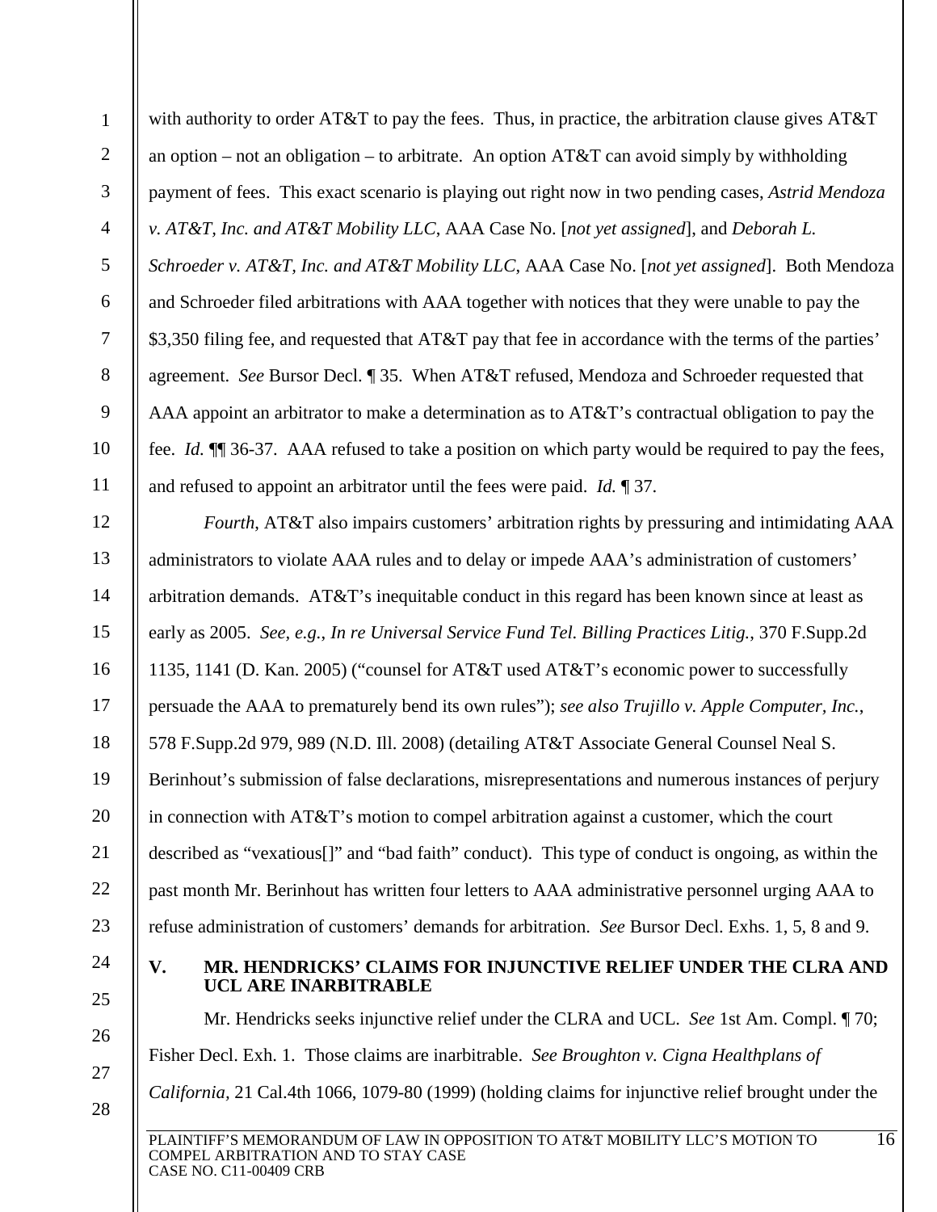with authority to order AT&T to pay the fees. Thus, in practice, the arbitration clause gives AT&T an option – not an obligation – to arbitrate. An option AT&T can avoid simply by withholding payment of fees. This exact scenario is playing out right now in two pending cases, *Astrid Mendoza v. AT&T, Inc. and AT&T Mobility LLC*, AAA Case No. [*not yet assigned*], and *Deborah L. Schroeder v. AT&T, Inc. and AT&T Mobility LLC*, AAA Case No. [*not yet assigned*]. Both Mendoza and Schroeder filed arbitrations with AAA together with notices that they were unable to pay the $3,350 filing fee, and requested that AT&T pay that fee in accordance with the terms of the parties' agreement. *See* Bursor Decl. ¶ 35. When AT&T refused, Mendoza and Schroeder requested that AAA appoint an arbitrator to make a determination as to AT&T's contractual obligation to pay the fee. *Id.* ¶¶ 36-37. AAA refused to take a position on which party would be required to pay the fees, and refused to appoint an arbitrator until the fees were paid. *Id.* ¶ 37.

*Fourth*, AT&T also impairs customers' arbitration rights by pressuring and intimidating AAA administrators to violate AAA rules and to delay or impede AAA's administration of customers' arbitration demands. AT&T's inequitable conduct in this regard has been known since at least as early as 2005. *See, e.g.*, *In re Universal Service Fund Tel. Billing Practices Litig.*, 370 F.Supp.2d 1135, 1141 (D. Kan. 2005) ("counsel for AT&T used AT&T's economic power to successfully persuade the AAA to prematurely bend its own rules"); *see also Trujillo v. Apple Computer, Inc.*, 578 F.Supp.2d 979, 989 (N.D. Ill. 2008) (detailing AT&T Associate General Counsel Neal S. Berinhout's submission of false declarations, misrepresentations and numerous instances of perjury in connection with AT&T's motion to compel arbitration against a customer, which the court described as "vexatious[]" and "bad faith" conduct). This type of conduct is ongoing, as within the past month Mr. Berinhout has written four letters to AAA administrative personnel urging AAA to refuse administration of customers' demands for arbitration. *See* Bursor Decl. Exhs. 1, 5, 8 and 9.

## V. MR. HENDRICKS' CLAIMS FOR INJUNCTIVE RELIEF UNDER THE CLRA AND UCL ARE INARBITRABLE

Mr. Hendricks seeks injunctive relief under the CLRA and UCL. *See* 1st Am. Compl. ¶ 70; Fisher Decl. Exh. 1. Those claims are inarbitrable. *See Broughton v. Cigna Healthplans of California,* 21 Cal.4th 1066, 1079-80 (1999) (holding claims for injunctive relief brought under the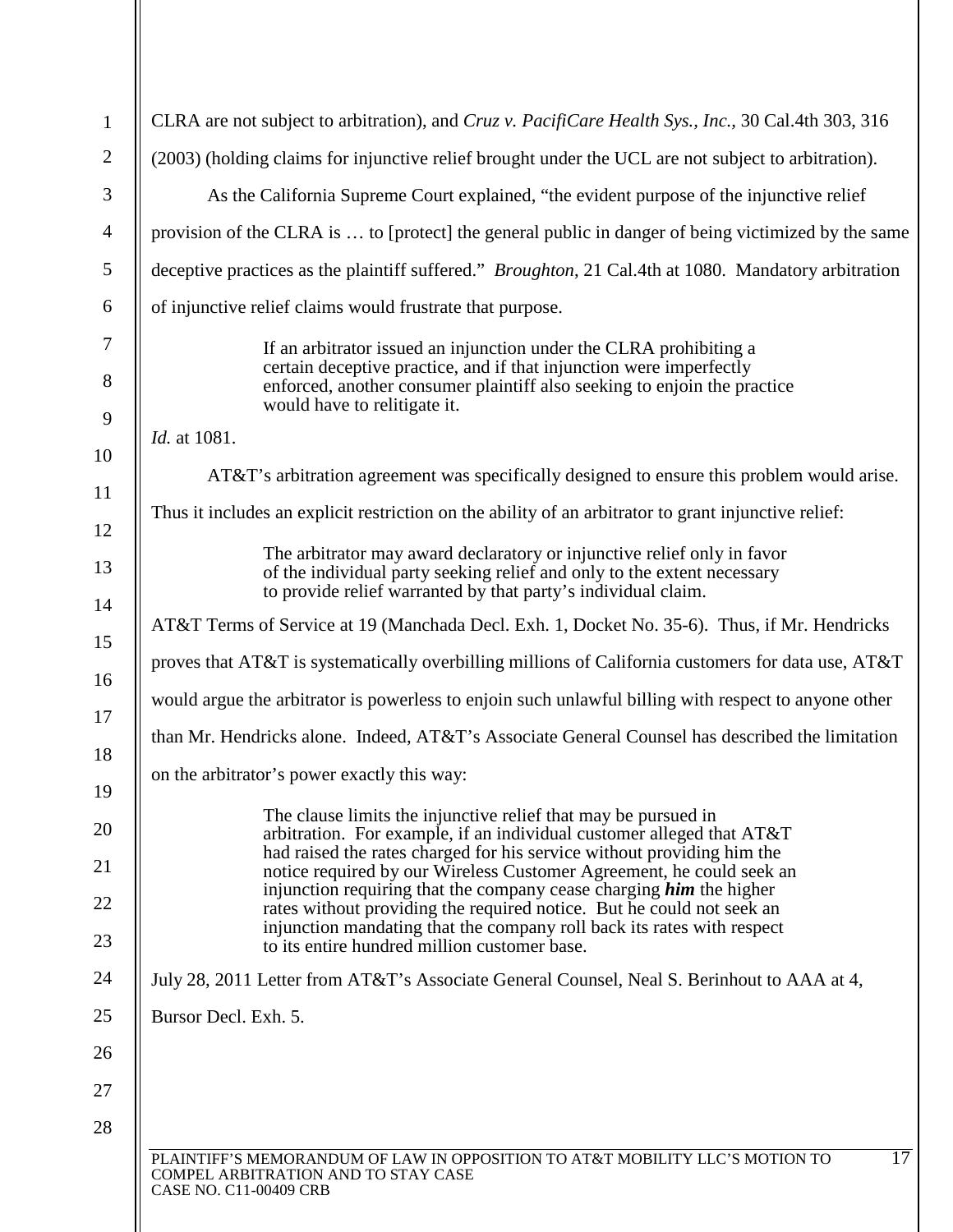CLRA are not subject to arbitration), and *Cruz v. PacifiCare Health Sys., Inc.*, 30 Cal.4th 303, 316 (2003) (holding claims for injunctive relief brought under the UCL are not subject to arbitration).

As the California Supreme Court explained, "the evident purpose of the injunctive relief provision of the CLRA is … to [protect] the general public in danger of being victimized by the same deceptive practices as the plaintiff suffered." *Broughton*, 21 Cal.4th at 1080. Mandatory arbitration of injunctive relief claims would frustrate that purpose.

> If an arbitrator issued an injunction under the CLRA prohibiting a certain deceptive practice, and if that injunction were imperfectly enforced, another consumer plaintiff also seeking to enjoin the practice would have to relitigate it.

*Id.* at 1081.

AT&T's arbitration agreement was specifically designed to ensure this problem would arise. Thus it includes an explicit restriction on the ability of an arbitrator to grant injunctive relief:

> The arbitrator may award declaratory or injunctive relief only in favor of the individual party seeking relief and only to the extent necessary to provide relief warranted by that party's individual claim.

AT&T Terms of Service at 19 (Manchada Decl. Exh. 1, Docket No. 35-6). Thus, if Mr. Hendricks proves that AT&T is systematically overbilling millions of California customers for data use, AT&T would argue the arbitrator is powerless to enjoin such unlawful billing with respect to anyone other than Mr. Hendricks alone. Indeed, AT&T's Associate General Counsel has described the limitation on the arbitrator's power exactly this way:

> The clause limits the injunctive relief that may be pursued in arbitration. For example, if an individual customer alleged that AT&T had raised the rates charged for his service without providing him the notice required by our Wireless Customer Agreement, he could seek an injunction requiring that the company cease charging ***him*** the higher rates without providing the required notice. But he could not seek an injunction mandating that the company roll back its rates with respect to its entire hundred million customer base.

July 28, 2011 Letter from AT&T's Associate General Counsel, Neal S. Berinhout to AAA at 4, Bursor Decl. Exh. 5.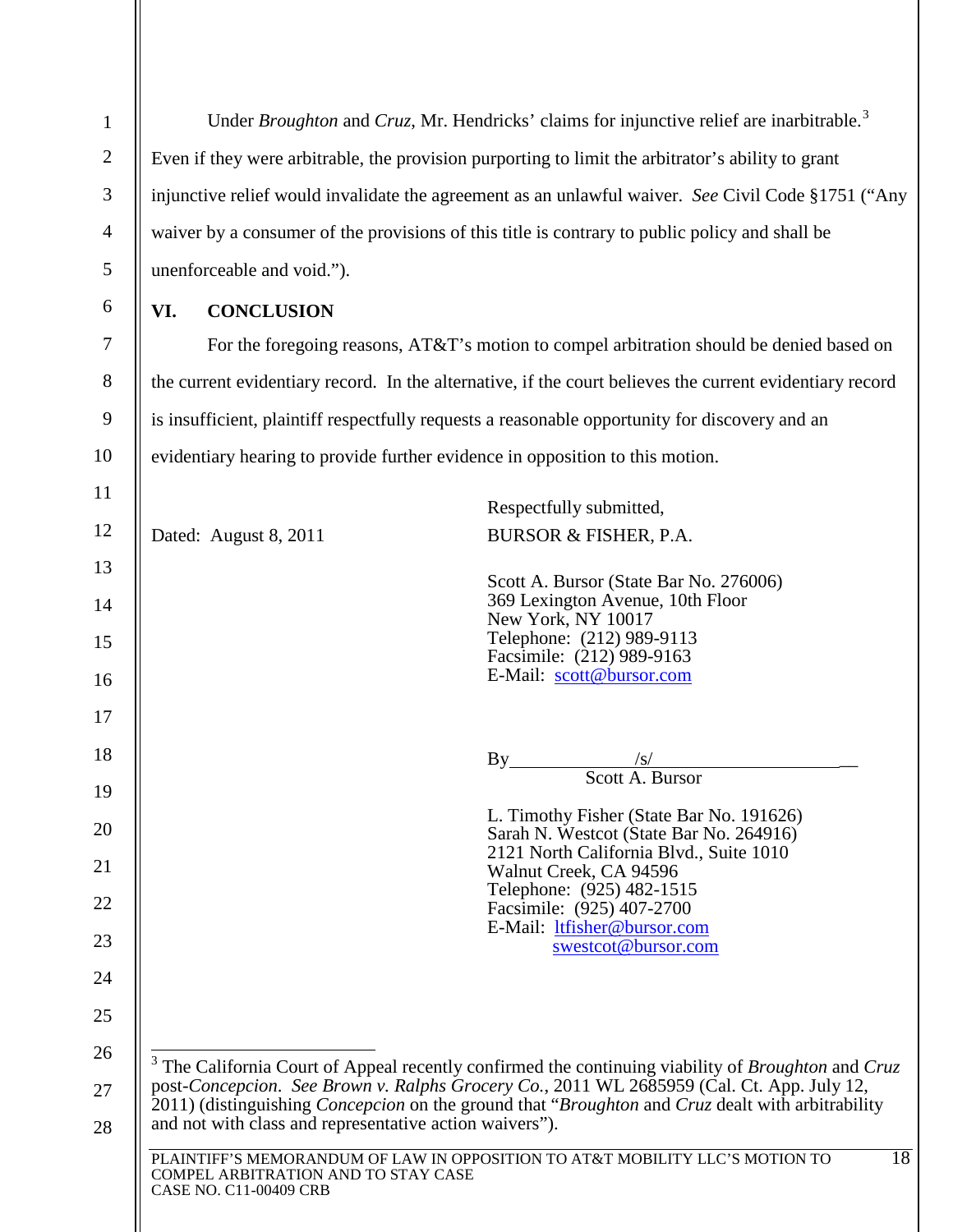Under *Broughton* and *Cruz*, Mr. Hendricks' claims for injunctive relief are inarbitrable.[3] Even if they were arbitrable, the provision purporting to limit the arbitrator's ability to grant injunctive relief would invalidate the agreement as an unlawful waiver. *See* Civil Code §1751 ("Any waiver by a consumer of the provisions of this title is contrary to public policy and shall be unenforceable and void.").

## VI. CONCLUSION

For the foregoing reasons, AT&T's motion to compel arbitration should be denied based on the current evidentiary record. In the alternative, if the court believes the current evidentiary record is insufficient, plaintiff respectfully requests a reasonable opportunity for discovery and an evidentiary hearing to provide further evidence in opposition to this motion.

Dated: August 8, 2011

Respectfully submitted,
BURSOR & FISHER, P.A.

Scott A. Bursor (State Bar No. 276006)
369 Lexington Avenue, 10th Floor
New York, NY 10017
Telephone: (212) 989-9113
Facsimile: (212) 989-9163
E-Mail: scott@bursor.com

By /s/
Scott A. Bursor

L. Timothy Fisher (State Bar No. 191626)
Sarah N. Westcot (State Bar No. 264916)
2121 North California Blvd., Suite 1010
Walnut Creek, CA 94596
Telephone: (925) 482-1515
Facsimile: (925) 407-2700
E-Mail: ltfisher@bursor.com
swestcot@bursor.com

---

[3] The California Court of Appeal recently confirmed the continuing viability of *Broughton* and *Cruz* post-*Concepcion*. *See Brown v. Ralphs Grocery Co.*, 2011 WL 2685959 (Cal. Ct. App. July 12, 2011) (distinguishing *Concepcion* on the ground that "*Broughton* and *Cruz* dealt with arbitrability and not with class and representative action waivers").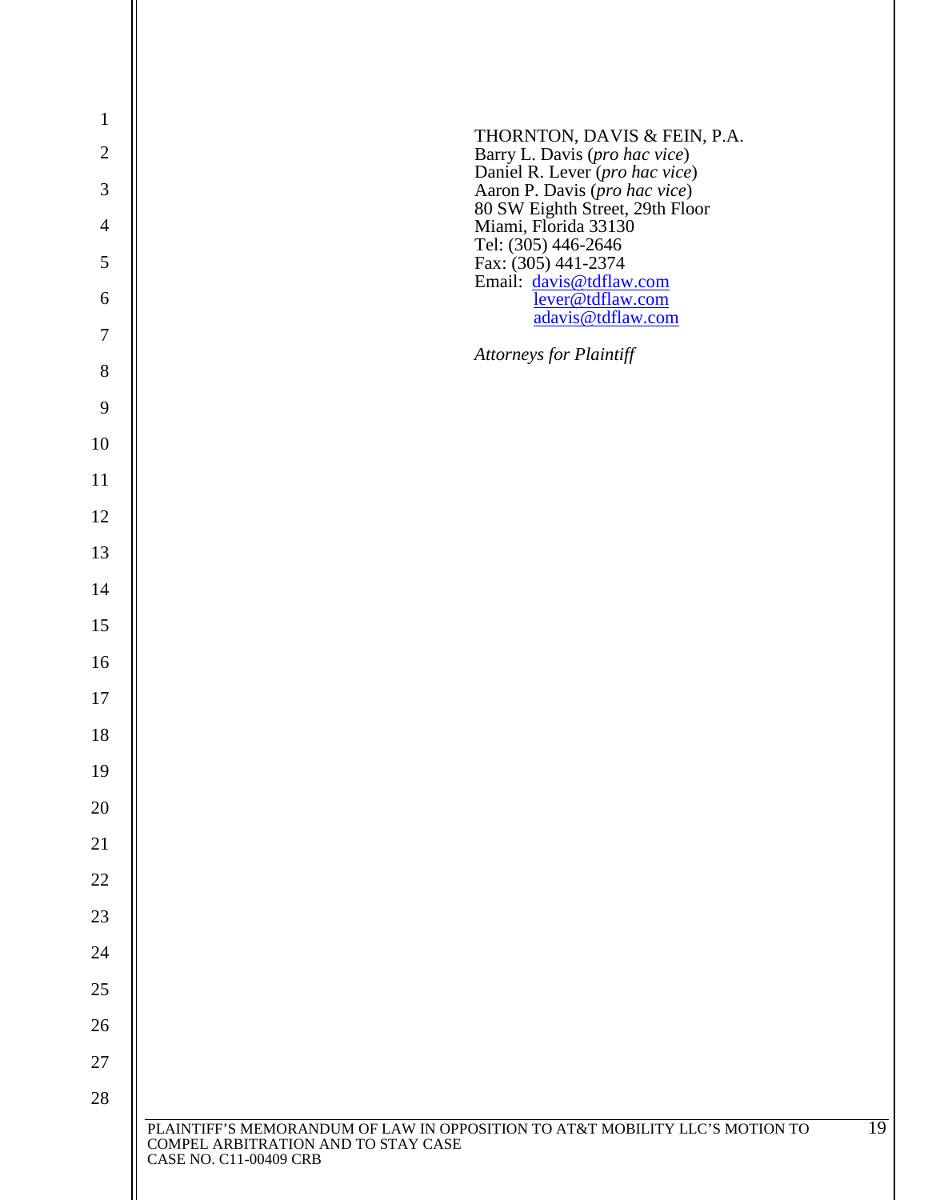THORNTON, DAVIS & FEIN, P.A.
Barry L. Davis (*pro hac vice*)
Daniel R. Lever (*pro hac vice*)
Aaron P. Davis (*pro hac vice*)
80 SW Eighth Street, 29th Floor
Miami, Florida 33130
Tel: (305) 446-2646
Fax: (305) 441-2374
Email: davis@tdflaw.com
lever@tdflaw.com
adavis@tdflaw.com

*Attorneys for Plaintiff*